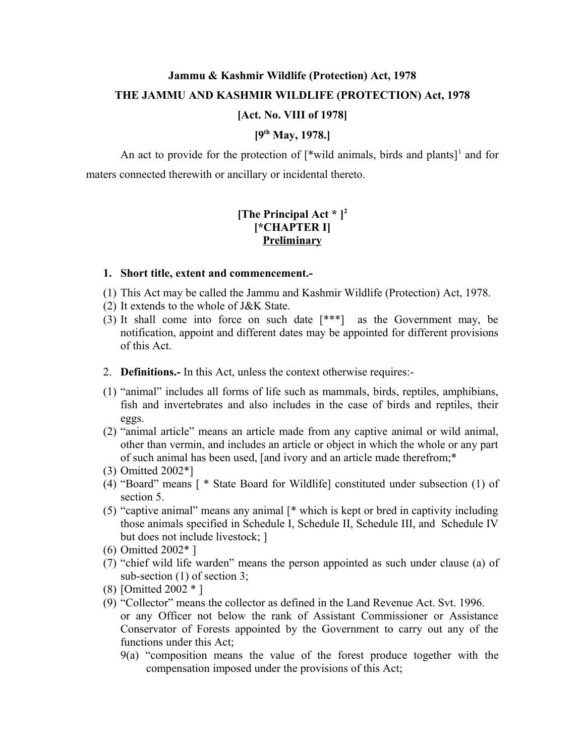**Jammu & Kashmir Wildlife (Protection) Act, 1978**

**THE JAMMU AND KASHMIR WILDLIFE (PROTECTION) Act, 1978**

**[Act. No. VIII of 1978]**

**[9th May, 1978.]**

An act to provide for the protection of [*wild animals, birds and plants][1] and for maters connected therewith or ancillary or incidental thereto.

**[The Principal Act * ][2]**
**[*CHAPTER I]**
**Preliminary**

1. **Short title, extent and commencement.-**

(1) This Act may be called the Jammu and Kashmir Wildlife (Protection) Act, 1978.
(2) It extends to the whole of J&K State.
(3) It shall come into force on such date [***] as the Government may, be notification, appoint and different dates may be appointed for different provisions of this Act.

2. **Definitions.-** In this Act, unless the context otherwise requires:-

(1) “animal” includes all forms of life such as mammals, birds, reptiles, amphibians, fish and invertebrates and also includes in the case of birds and reptiles, their eggs.
(2) “animal article” means an article made from any captive animal or wild animal, other than vermin, and includes an article or object in which the whole or any part of such animal has been used, [and ivory and an article made therefrom;*
(3) Omitted 2002*]
(4) “Board” means [ * State Board for Wildlife] constituted under subsection (1) of section 5.
(5) “captive animal” means any animal [* which is kept or bred in captivity including those animals specified in Schedule I, Schedule II, Schedule III, and Schedule IV but does not include livestock; ]
(6) Omitted 2002* ]
(7) “chief wild life warden” means the person appointed as such under clause (a) of sub-section (1) of section 3;
(8) [Omitted 2002 * ]
(9) “Collector” means the collector as defined in the Land Revenue Act. Svt. 1996. or any Officer not below the rank of Assistant Commissioner or Assistance Conservator of Forests appointed by the Government to carry out any of the functions under this Act;
 9(a) “composition means the value of the forest produce together with the compensation imposed under the provisions of this Act;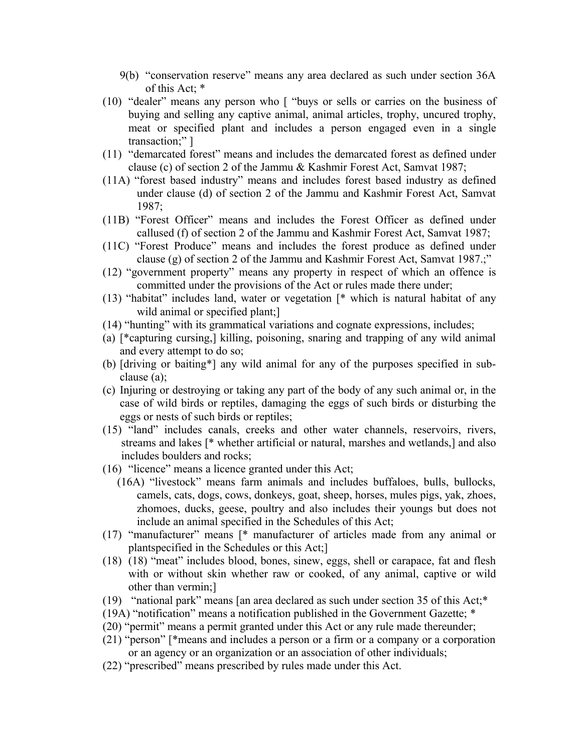9(b) "conservation reserve" means any area declared as such under section 36A of this Act; *

(10) "dealer" means any person who [ "buys or sells or carries on the business of buying and selling any captive animal, animal articles, trophy, uncured trophy, meat or specified plant and includes a person engaged even in a single transaction;" ]

(11) "demarcated forest" means and includes the demarcated forest as defined under clause (c) of section 2 of the Jammu & Kashmir Forest Act, Samvat 1987;

(11A) "forest based industry" means and includes forest based industry as defined under clause (d) of section 2 of the Jammu and Kashmir Forest Act, Samvat 1987;

(11B) "Forest Officer" means and includes the Forest Officer as defined under callused (f) of section 2 of the Jammu and Kashmir Forest Act, Samvat 1987;

(11C) "Forest Produce" means and includes the forest produce as defined under clause (g) of section 2 of the Jammu and Kashmir Forest Act, Samvat 1987.;"

(12) "government property" means any property in respect of which an offence is committed under the provisions of the Act or rules made there under;

(13) "habitat" includes land, water or vegetation [* which is natural habitat of any wild animal or specified plant;]

(14) "hunting" with its grammatical variations and cognate expressions, includes;

(a) [*capturing cursing,] killing, poisoning, snaring and trapping of any wild animal and every attempt to do so;

(b) [driving or baiting*] any wild animal for any of the purposes specified in sub-clause (a);

(c) Injuring or destroying or taking any part of the body of any such animal or, in the case of wild birds or reptiles, damaging the eggs of such birds or disturbing the eggs or nests of such birds or reptiles;

(15) "land" includes canals, creeks and other water channels, reservoirs, rivers, streams and lakes [* whether artificial or natural, marshes and wetlands,] and also includes boulders and rocks;

(16) "licence" means a licence granted under this Act;

(16A) "livestock" means farm animals and includes buffaloes, bulls, bullocks, camels, cats, dogs, cows, donkeys, goat, sheep, horses, mules pigs, yak, zhoes, zhomoes, ducks, geese, poultry and also includes their youngs but does not include an animal specified in the Schedules of this Act;

(17) "manufacturer" means [* manufacturer of articles made from any animal or plantspecified in the Schedules or this Act;]

(18) (18) "meat" includes blood, bones, sinew, eggs, shell or carapace, fat and flesh with or without skin whether raw or cooked, of any animal, captive or wild other than vermin;]

(19) "national park" means [an area declared as such under section 35 of this Act;*

(19A) "notification" means a notification published in the Government Gazette; *

(20) "permit" means a permit granted under this Act or any rule made thereunder;

(21) "person" [*means and includes a person or a firm or a company or a corporation or an agency or an organization or an association of other individuals;

(22) "prescribed" means prescribed by rules made under this Act.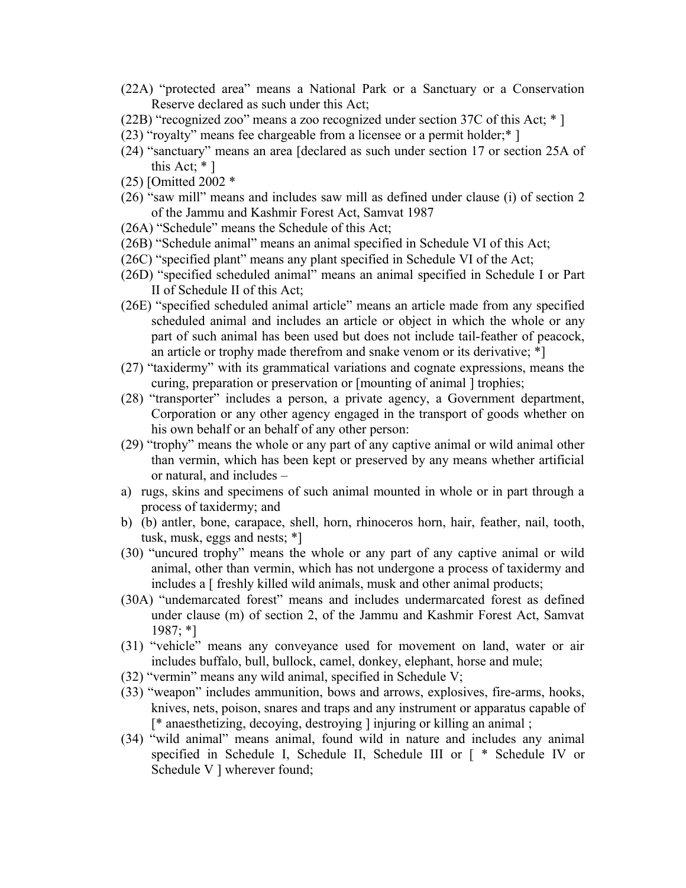(22A) "protected area" means a National Park or a Sanctuary or a Conservation Reserve declared as such under this Act;

(22B) "recognized zoo" means a zoo recognized under section 37C of this Act; * ]

(23) "royalty" means fee chargeable from a licensee or a permit holder;* ]

(24) "sanctuary" means an area [declared as such under section 17 or section 25A of this Act; * ]

(25) [Omitted 2002 *

(26) "saw mill" means and includes saw mill as defined under clause (i) of section 2 of the Jammu and Kashmir Forest Act, Samvat 1987

(26A) "Schedule" means the Schedule of this Act;

(26B) "Schedule animal" means an animal specified in Schedule VI of this Act;

(26C) "specified plant" means any plant specified in Schedule VI of the Act;

(26D) "specified scheduled animal" means an animal specified in Schedule I or Part II of Schedule II of this Act;

(26E) "specified scheduled animal article" means an article made from any specified scheduled animal and includes an article or object in which the whole or any part of such animal has been used but does not include tail-feather of peacock, an article or trophy made therefrom and snake venom or its derivative; *]

(27) "taxidermy" with its grammatical variations and cognate expressions, means the curing, preparation or preservation or [mounting of animal ] trophies;

(28) "transporter" includes a person, a private agency, a Government department, Corporation or any other agency engaged in the transport of goods whether on his own behalf or an behalf of any other person:

(29) "trophy" means the whole or any part of any captive animal or wild animal other than vermin, which has been kept or preserved by any means whether artificial or natural, and includes –

a) rugs, skins and specimens of such animal mounted in whole or in part through a process of taxidermy; and

b) (b) antler, bone, carapace, shell, horn, rhinoceros horn, hair, feather, nail, tooth, tusk, musk, eggs and nests; *]

(30) "uncured trophy" means the whole or any part of any captive animal or wild animal, other than vermin, which has not undergone a process of taxidermy and includes a [ freshly killed wild animals, musk and other animal products;

(30A) "undemarcated forest" means and includes undermarcated forest as defined under clause (m) of section 2, of the Jammu and Kashmir Forest Act, Samvat 1987; *]

(31) "vehicle" means any conveyance used for movement on land, water or air includes buffalo, bull, bullock, camel, donkey, elephant, horse and mule;

(32) "vermin" means any wild animal, specified in Schedule V;

(33) "weapon" includes ammunition, bows and arrows, explosives, fire-arms, hooks, knives, nets, poison, snares and traps and any instrument or apparatus capable of [* anaesthetizing, decoying, destroying ] injuring or killing an animal ;

(34) "wild animal" means animal, found wild in nature and includes any animal specified in Schedule I, Schedule II, Schedule III or [ * Schedule IV or Schedule V ] wherever found;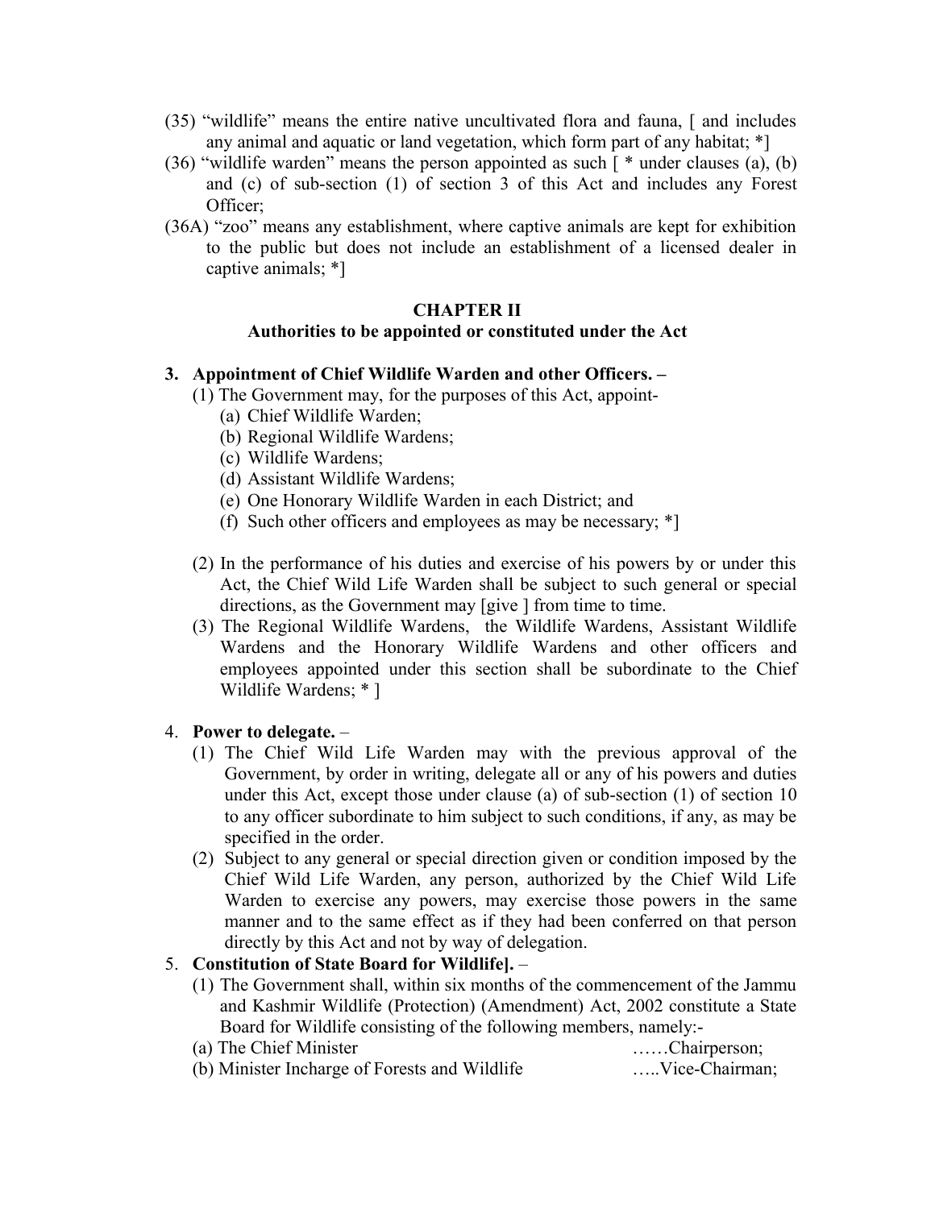(35) "wildlife" means the entire native uncultivated flora and fauna, [ and includes any animal and aquatic or land vegetation, which form part of any habitat; *]

(36) "wildlife warden" means the person appointed as such [ * under clauses (a), (b) and (c) of sub-section (1) of section 3 of this Act and includes any Forest Officer;

(36A) "zoo" means any establishment, where captive animals are kept for exhibition to the public but does not include an establishment of a licensed dealer in captive animals; *]

## CHAPTER II
### Authorities to be appointed or constituted under the Act

**3. Appointment of Chief Wildlife Warden and other Officers. –**

(1) The Government may, for the purposes of this Act, appoint-
   (a) Chief Wildlife Warden;
   (b) Regional Wildlife Wardens;
   (c) Wildlife Wardens;
   (d) Assistant Wildlife Wardens;
   (e) One Honorary Wildlife Warden in each District; and
   (f) Such other officers and employees as may be necessary; *]

(2) In the performance of his duties and exercise of his powers by or under this Act, the Chief Wild Life Warden shall be subject to such general or special directions, as the Government may [give ] from time to time.

(3) The Regional Wildlife Wardens, the Wildlife Wardens, Assistant Wildlife Wardens and the Honorary Wildlife Wardens and other officers and employees appointed under this section shall be subordinate to the Chief Wildlife Wardens; * ]

4. **Power to delegate.** –

(1) The Chief Wild Life Warden may with the previous approval of the Government, by order in writing, delegate all or any of his powers and duties under this Act, except those under clause (a) of sub-section (1) of section 10 to any officer subordinate to him subject to such conditions, if any, as may be specified in the order.

(2) Subject to any general or special direction given or condition imposed by the Chief Wild Life Warden, any person, authorized by the Chief Wild Life Warden to exercise any powers, may exercise those powers in the same manner and to the same effect as if they had been conferred on that person directly by this Act and not by way of delegation.

5. **Constitution of State Board for Wildlife].** –

(1) The Government shall, within six months of the commencement of the Jammu and Kashmir Wildlife (Protection) (Amendment) Act, 2002 constitute a State Board for Wildlife consisting of the following members, namely:-

(a) The Chief Minister ……Chairperson;

(b) Minister Incharge of Forests and Wildlife …..Vice-Chairman;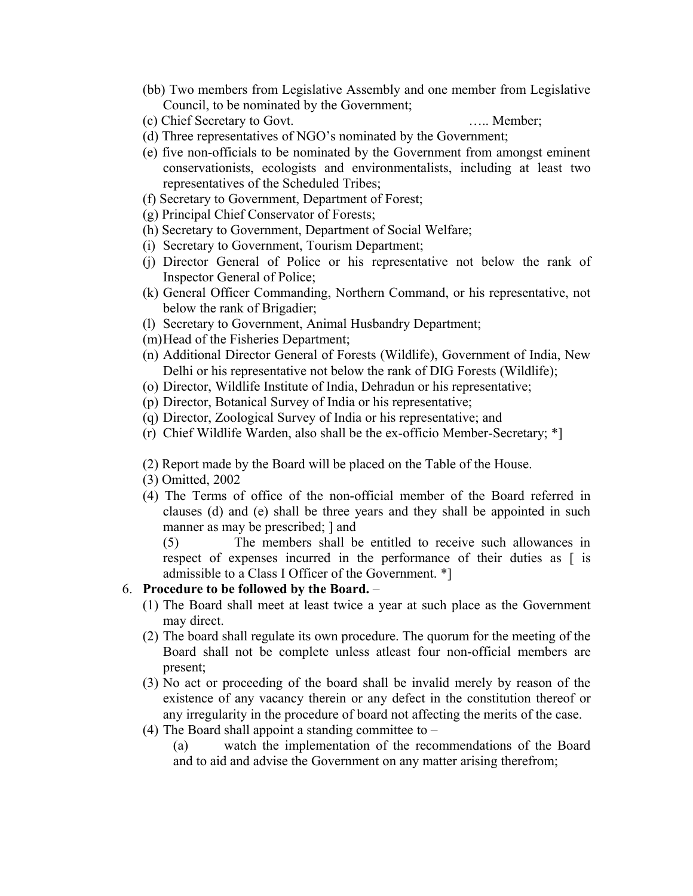(bb) Two members from Legislative Assembly and one member from Legislative Council, to be nominated by the Government;

(c) Chief Secretary to Govt. ….. Member;

(d) Three representatives of NGO's nominated by the Government;

(e) five non-officials to be nominated by the Government from amongst eminent conservationists, ecologists and environmentalists, including at least two representatives of the Scheduled Tribes;

(f) Secretary to Government, Department of Forest;

(g) Principal Chief Conservator of Forests;

(h) Secretary to Government, Department of Social Welfare;

(i) Secretary to Government, Tourism Department;

(j) Director General of Police or his representative not below the rank of Inspector General of Police;

(k) General Officer Commanding, Northern Command, or his representative, not below the rank of Brigadier;

(l) Secretary to Government, Animal Husbandry Department;

(m) Head of the Fisheries Department;

(n) Additional Director General of Forests (Wildlife), Government of India, New Delhi or his representative not below the rank of DIG Forests (Wildlife);

(o) Director, Wildlife Institute of India, Dehradun or his representative;

(p) Director, Botanical Survey of India or his representative;

(q) Director, Zoological Survey of India or his representative; and

(r) Chief Wildlife Warden, also shall be the ex-officio Member-Secretary; *]

(2) Report made by the Board will be placed on the Table of the House.

(3) Omitted, 2002

(4) The Terms of office of the non-official member of the Board referred in clauses (d) and (e) shall be three years and they shall be appointed in such manner as may be prescribed; ] and

(5) The members shall be entitled to receive such allowances in respect of expenses incurred in the performance of their duties as [ is admissible to a Class I Officer of the Government. *]

6. **Procedure to be followed by the Board.** –

(1) The Board shall meet at least twice a year at such place as the Government may direct.

(2) The board shall regulate its own procedure. The quorum for the meeting of the Board shall not be complete unless atleast four non-official members are present;

(3) No act or proceeding of the board shall be invalid merely by reason of the existence of any vacancy therein or any defect in the constitution thereof or any irregularity in the procedure of board not affecting the merits of the case.

(4) The Board shall appoint a standing committee to –

(a) watch the implementation of the recommendations of the Board and to aid and advise the Government on any matter arising therefrom;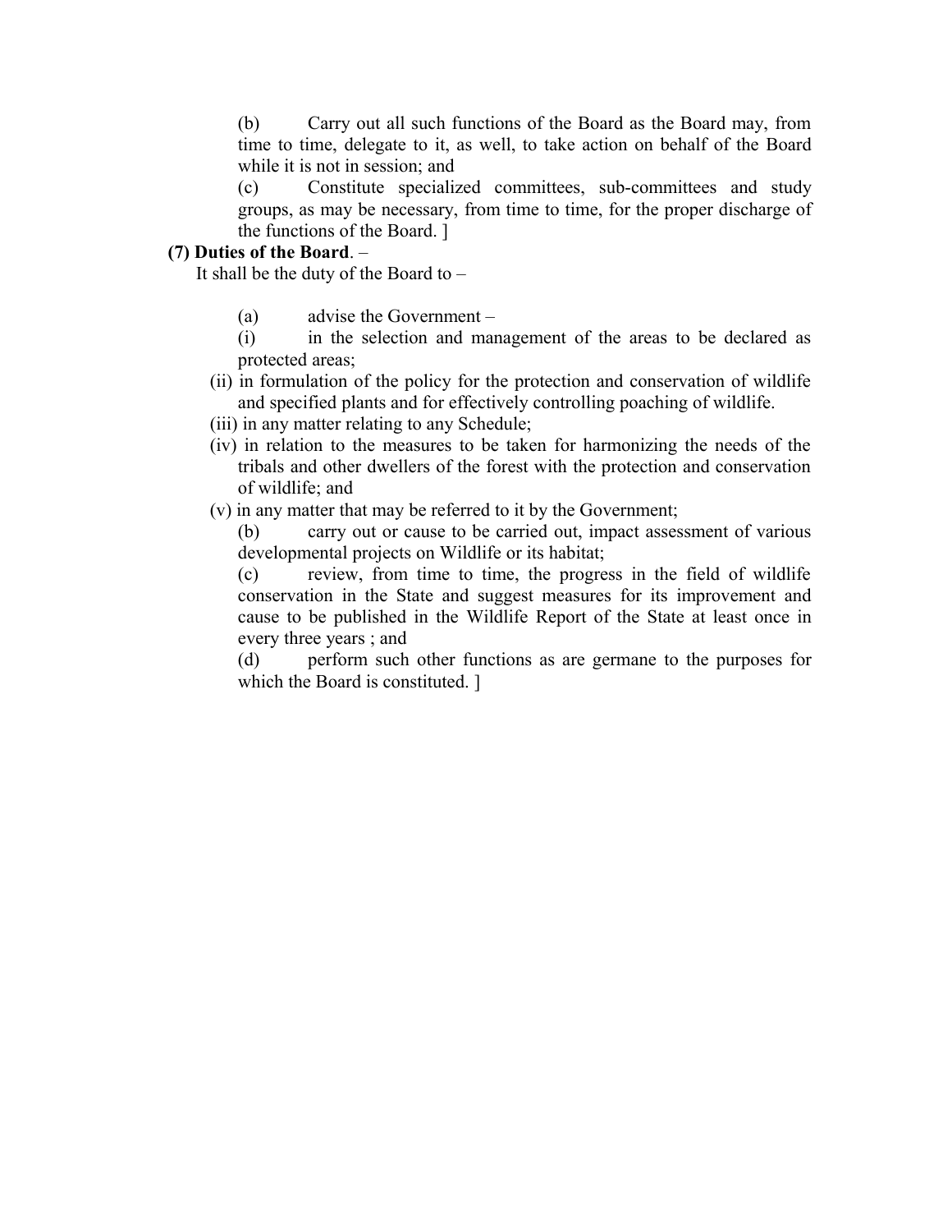(b) Carry out all such functions of the Board as the Board may, from time to time, delegate to it, as well, to take action on behalf of the Board while it is not in session; and

(c) Constitute specialized committees, sub-committees and study groups, as may be necessary, from time to time, for the proper discharge of the functions of the Board. ]

**(7) Duties of the Board**. –

It shall be the duty of the Board to –

(a) advise the Government –

(i) in the selection and management of the areas to be declared as protected areas;

(ii) in formulation of the policy for the protection and conservation of wildlife and specified plants and for effectively controlling poaching of wildlife.

(iii) in any matter relating to any Schedule;

(iv) in relation to the measures to be taken for harmonizing the needs of the tribals and other dwellers of the forest with the protection and conservation of wildlife; and

(v) in any matter that may be referred to it by the Government;

(b) carry out or cause to be carried out, impact assessment of various developmental projects on Wildlife or its habitat;

(c) review, from time to time, the progress in the field of wildlife conservation in the State and suggest measures for its improvement and cause to be published in the Wildlife Report of the State at least once in every three years ; and

(d) perform such other functions as are germane to the purposes for which the Board is constituted. ]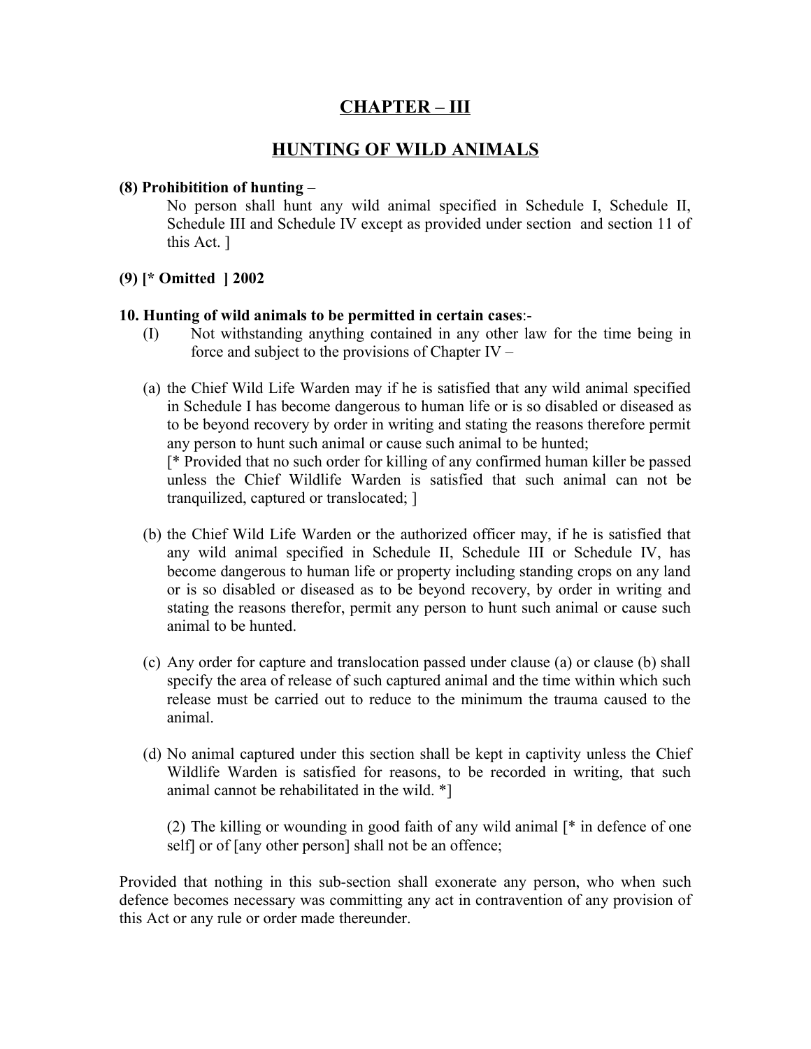# CHAPTER – III

# HUNTING OF WILD ANIMALS

**(8) Prohibitition of hunting** –

No person shall hunt any wild animal specified in Schedule I, Schedule II, Schedule III and Schedule IV except as provided under section  and section 11 of this Act. ]

**(9) [* Omitted  ] 2002**

**10. Hunting of wild animals to be permitted in certain cases**:-

(I) Not withstanding anything contained in any other law for the time being in force and subject to the provisions of Chapter IV –

(a) the Chief Wild Life Warden may if he is satisfied that any wild animal specified in Schedule I has become dangerous to human life or is so disabled or diseased as to be beyond recovery by order in writing and stating the reasons therefore permit any person to hunt such animal or cause such animal to be hunted;
[* Provided that no such order for killing of any confirmed human killer be passed unless the Chief Wildlife Warden is satisfied that such animal can not be tranquilized, captured or translocated; ]

(b) the Chief Wild Life Warden or the authorized officer may, if he is satisfied that any wild animal specified in Schedule II, Schedule III or Schedule IV, has become dangerous to human life or property including standing crops on any land or is so disabled or diseased as to be beyond recovery, by order in writing and stating the reasons therefor, permit any person to hunt such animal or cause such animal to be hunted.

(c) Any order for capture and translocation passed under clause (a) or clause (b) shall specify the area of release of such captured animal and the time within which such release must be carried out to reduce to the minimum the trauma caused to the animal.

(d) No animal captured under this section shall be kept in captivity unless the Chief Wildlife Warden is satisfied for reasons, to be recorded in writing, that such animal cannot be rehabilitated in the wild. *]

(2) The killing or wounding in good faith of any wild animal [* in defence of one self] or of [any other person] shall not be an offence;

Provided that nothing in this sub-section shall exonerate any person, who when such defence becomes necessary was committing any act in contravention of any provision of this Act or any rule or order made thereunder.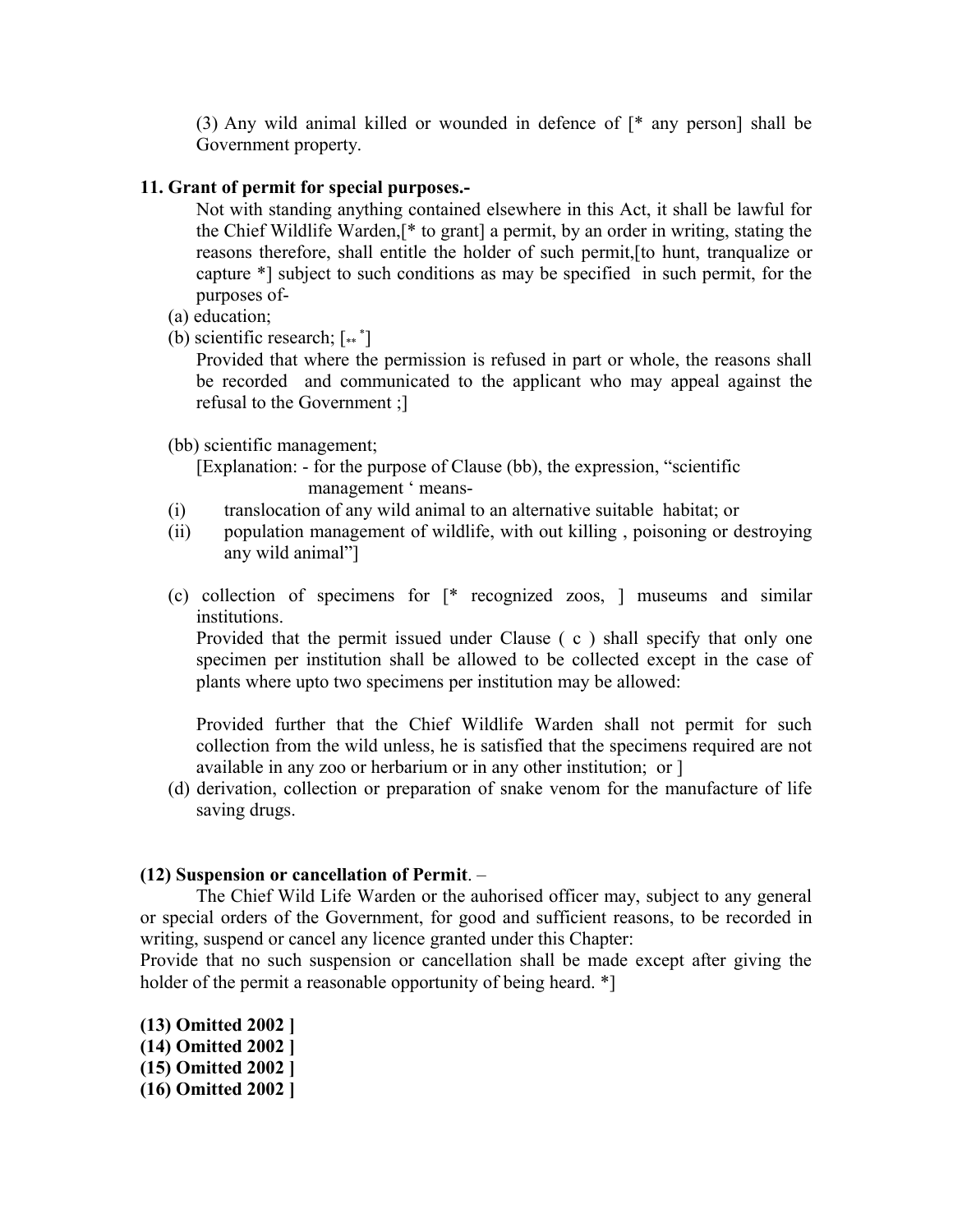(3) Any wild animal killed or wounded in defence of [* any person] shall be Government property.

**11. Grant of permit for special purposes.-**

Not with standing anything contained elsewhere in this Act, it shall be lawful for the Chief Wildlife Warden,[* to grant] a permit, by an order in writing, stating the reasons therefore, shall entitle the holder of such permit,[to hunt, tranqualize or capture *] subject to such conditions as may be specified in such permit, for the purposes of-

(a) education;

(b) scientific research; [** *]

Provided that where the permission is refused in part or whole, the reasons shall be recorded and communicated to the applicant who may appeal against the refusal to the Government ;]

(bb) scientific management;

[Explanation: - for the purpose of Clause (bb), the expression, "scientific management ' means-

(i) translocation of any wild animal to an alternative suitable habitat; or

(ii) population management of wildlife, with out killing , poisoning or destroying any wild animal"]

(c) collection of specimens for [* recognized zoos, ] museums and similar institutions.

Provided that the permit issued under Clause ( c ) shall specify that only one specimen per institution shall be allowed to be collected except in the case of plants where upto two specimens per institution may be allowed:

Provided further that the Chief Wildlife Warden shall not permit for such collection from the wild unless, he is satisfied that the specimens required are not available in any zoo or herbarium or in any other institution; or ]

(d) derivation, collection or preparation of snake venom for the manufacture of life saving drugs.

**(12) Suspension or cancellation of Permit**. –

The Chief Wild Life Warden or the auhorised officer may, subject to any general or special orders of the Government, for good and sufficient reasons, to be recorded in writing, suspend or cancel any licence granted under this Chapter:

Provide that no such suspension or cancellation shall be made except after giving the holder of the permit a reasonable opportunity of being heard. *]

**(13) Omitted 2002 ]**

**(14) Omitted 2002 ]**

**(15) Omitted 2002 ]**

**(16) Omitted 2002 ]**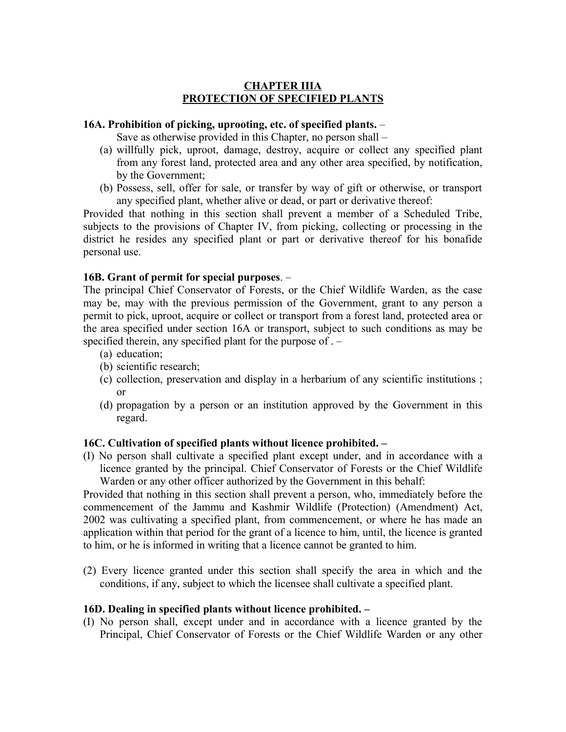## CHAPTER IIIA
## PROTECTION OF SPECIFIED PLANTS

**16A. Prohibition of picking, uprooting, etc. of specified plants.** –

Save as otherwise provided in this Chapter, no person shall –

(a) willfully pick, uproot, damage, destroy, acquire or collect any specified plant from any forest land, protected area and any other area specified, by notification, by the Government;

(b) Possess, sell, offer for sale, or transfer by way of gift or otherwise, or transport any specified plant, whether alive or dead, or part or derivative thereof:

Provided that nothing in this section shall prevent a member of a Scheduled Tribe, subjects to the provisions of Chapter IV, from picking, collecting or processing in the district he resides any specified plant or part or derivative thereof for his bonafide personal use.

**16B. Grant of permit for special purposes**. –

The principal Chief Conservator of Forests, or the Chief Wildlife Warden, as the case may be, may with the previous permission of the Government, grant to any person a permit to pick, uproot, acquire or collect or transport from a forest land, protected area or the area specified under section 16A or transport, subject to such conditions as may be specified therein, any specified plant for the purpose of . –

(a) education;

(b) scientific research;

(c) collection, preservation and display in a herbarium of any scientific institutions ; or

(d) propagation by a person or an institution approved by the Government in this regard.

**16C. Cultivation of specified plants without licence prohibited. –**

(I) No person shall cultivate a specified plant except under, and in accordance with a licence granted by the principal. Chief Conservator of Forests or the Chief Wildlife Warden or any other officer authorized by the Government in this behalf:

Provided that nothing in this section shall prevent a person, who, immediately before the commencement of the Jammu and Kashmir Wildlife (Protection) (Amendment) Act, 2002 was cultivating a specified plant, from commencement, or where he has made an application within that period for the grant of a licence to him, until, the licence is granted to him, or he is informed in writing that a licence cannot be granted to him.

(2) Every licence granted under this section shall specify the area in which and the conditions, if any, subject to which the licensee shall cultivate a specified plant.

**16D. Dealing in specified plants without licence prohibited. –**

(I) No person shall, except under and in accordance with a licence granted by the Principal, Chief Conservator of Forests or the Chief Wildlife Warden or any other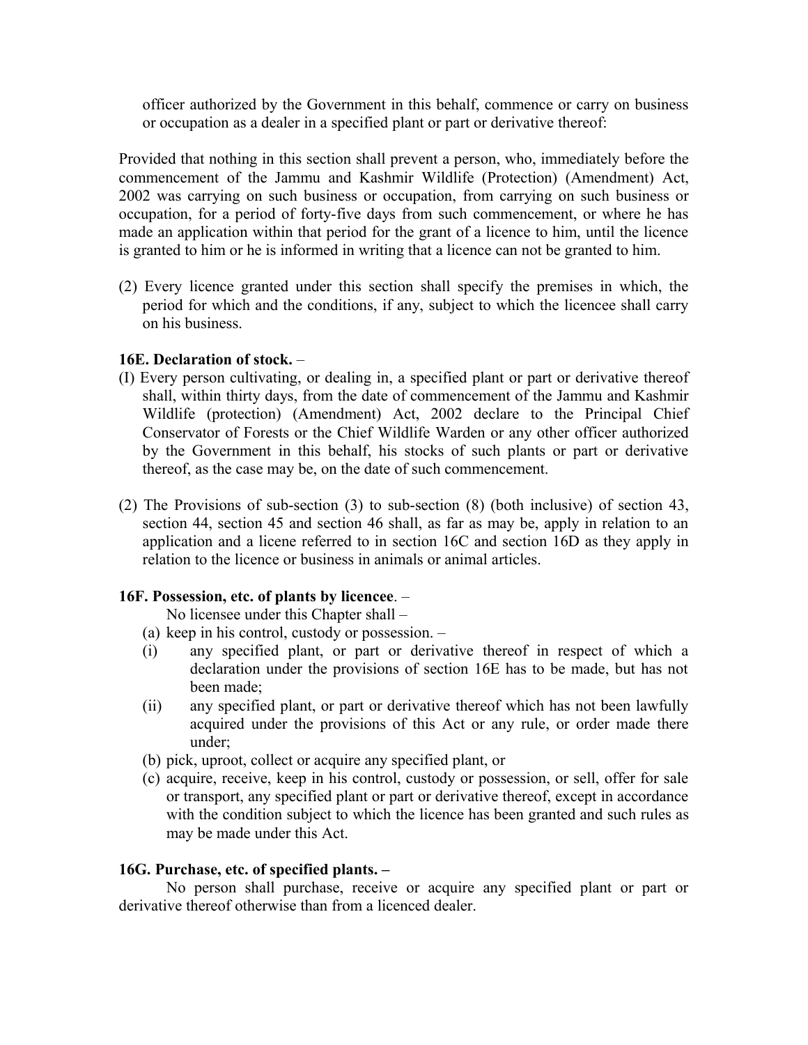officer authorized by the Government in this behalf, commence or carry on business or occupation as a dealer in a specified plant or part or derivative thereof:

Provided that nothing in this section shall prevent a person, who, immediately before the commencement of the Jammu and Kashmir Wildlife (Protection) (Amendment) Act, 2002 was carrying on such business or occupation, from carrying on such business or occupation, for a period of forty-five days from such commencement, or where he has made an application within that period for the grant of a licence to him, until the licence is granted to him or he is informed in writing that a licence can not be granted to him.

(2) Every licence granted under this section shall specify the premises in which, the period for which and the conditions, if any, subject to which the licencee shall carry on his business.

**16E. Declaration of stock.** –

(I) Every person cultivating, or dealing in, a specified plant or part or derivative thereof shall, within thirty days, from the date of commencement of the Jammu and Kashmir Wildlife (protection) (Amendment) Act, 2002 declare to the Principal Chief Conservator of Forests or the Chief Wildlife Warden or any other officer authorized by the Government in this behalf, his stocks of such plants or part or derivative thereof, as the case may be, on the date of such commencement.

(2) The Provisions of sub-section (3) to sub-section (8) (both inclusive) of section 43, section 44, section 45 and section 46 shall, as far as may be, apply in relation to an application and a licene referred to in section 16C and section 16D as they apply in relation to the licence or business in animals or animal articles.

**16F. Possession, etc. of plants by licencee**. –

No licensee under this Chapter shall –

(a) keep in his control, custody or possession. –

(i) any specified plant, or part or derivative thereof in respect of which a declaration under the provisions of section 16E has to be made, but has not been made;

(ii) any specified plant, or part or derivative thereof which has not been lawfully acquired under the provisions of this Act or any rule, or order made there under;

(b) pick, uproot, collect or acquire any specified plant, or

(c) acquire, receive, keep in his control, custody or possession, or sell, offer for sale or transport, any specified plant or part or derivative thereof, except in accordance with the condition subject to which the licence has been granted and such rules as may be made under this Act.

**16G. Purchase, etc. of specified plants. –**

No person shall purchase, receive or acquire any specified plant or part or derivative thereof otherwise than from a licenced dealer.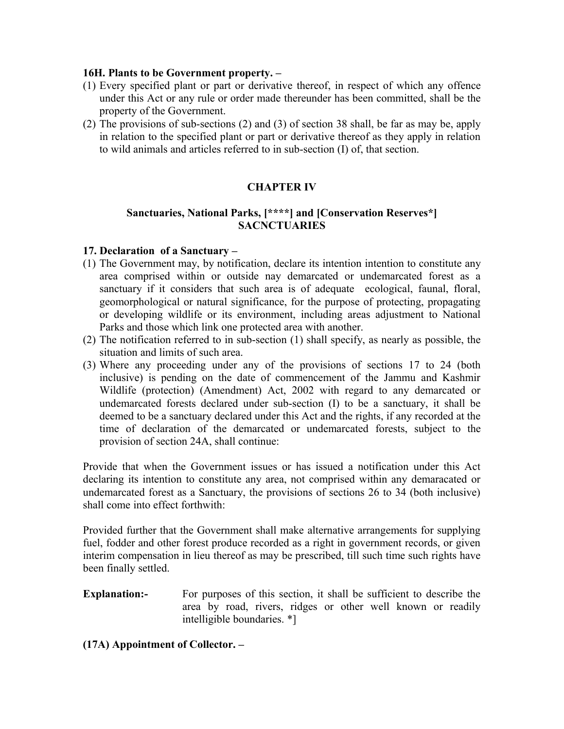**16H. Plants to be Government property. –**

(1) Every specified plant or part or derivative thereof, in respect of which any offence under this Act or any rule or order made thereunder has been committed, shall be the property of the Government.

(2) The provisions of sub-sections (2) and (3) of section 38 shall, be far as may be, apply in relation to the specified plant or part or derivative thereof as they apply in relation to wild animals and articles referred to in sub-section (I) of, that section.

## CHAPTER IV

### Sanctuaries, National Parks, [****] and [Conservation Reserves*] SACNCTUARIES

**17. Declaration of a Sanctuary –**

(1) The Government may, by notification, declare its intention intention to constitute any area comprised within or outside nay demarcated or undemarcated forest as a sanctuary if it considers that such area is of adequate ecological, faunal, floral, geomorphological or natural significance, for the purpose of protecting, propagating or developing wildlife or its environment, including areas adjustment to National Parks and those which link one protected area with another.

(2) The notification referred to in sub-section (1) shall specify, as nearly as possible, the situation and limits of such area.

(3) Where any proceeding under any of the provisions of sections 17 to 24 (both inclusive) is pending on the date of commencement of the Jammu and Kashmir Wildlife (protection) (Amendment) Act, 2002 with regard to any demarcated or undemarcated forests declared under sub-section (I) to be a sanctuary, it shall be deemed to be a sanctuary declared under this Act and the rights, if any recorded at the time of declaration of the demarcated or undemarcated forests, subject to the provision of section 24A, shall continue:

Provide that when the Government issues or has issued a notification under this Act declaring its intention to constitute any area, not comprised within any demaracated or undemarcated forest as a Sanctuary, the provisions of sections 26 to 34 (both inclusive) shall come into effect forthwith:

Provided further that the Government shall make alternative arrangements for supplying fuel, fodder and other forest produce recorded as a right in government records, or given interim compensation in lieu thereof as may be prescribed, till such time such rights have been finally settled.

**Explanation:-** For purposes of this section, it shall be sufficient to describe the area by road, rivers, ridges or other well known or readily intelligible boundaries. *]

**(17A) Appointment of Collector. –**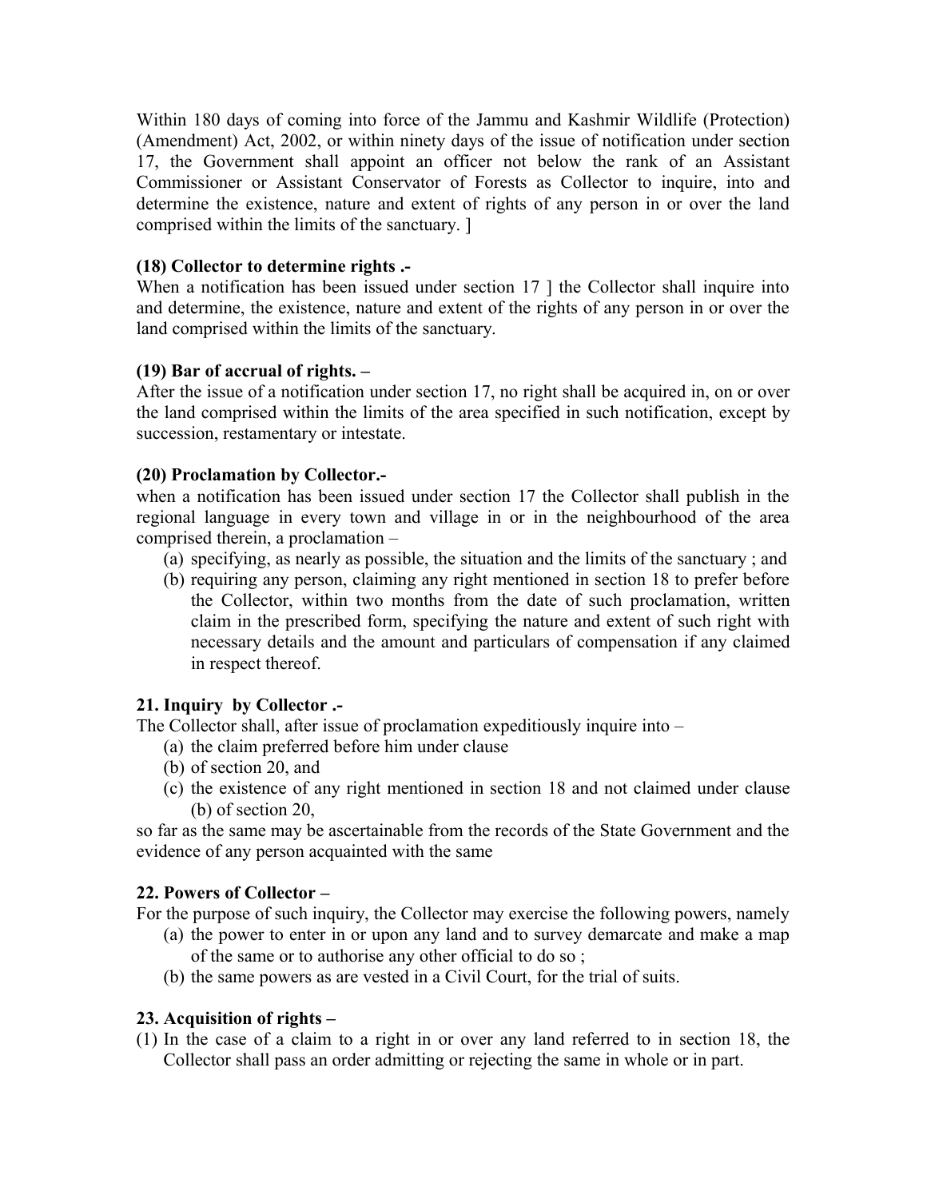Within 180 days of coming into force of the Jammu and Kashmir Wildlife (Protection) (Amendment) Act, 2002, or within ninety days of the issue of notification under section 17, the Government shall appoint an officer not below the rank of an Assistant Commissioner or Assistant Conservator of Forests as Collector to inquire, into and determine the existence, nature and extent of rights of any person in or over the land comprised within the limits of the sanctuary. ]

**(18) Collector to determine rights .-**
When a notification has been issued under section 17 ] the Collector shall inquire into and determine, the existence, nature and extent of the rights of any person in or over the land comprised within the limits of the sanctuary.

**(19) Bar of accrual of rights. –**
After the issue of a notification under section 17, no right shall be acquired in, on or over the land comprised within the limits of the area specified in such notification, except by succession, restamentary or intestate.

**(20) Proclamation by Collector.-**
when a notification has been issued under section 17 the Collector shall publish in the regional language in every town and village in or in the neighbourhood of the area comprised therein, a proclamation –

(a) specifying, as nearly as possible, the situation and the limits of the sanctuary ; and
(b) requiring any person, claiming any right mentioned in section 18 to prefer before the Collector, within two months from the date of such proclamation, written claim in the prescribed form, specifying the nature and extent of such right with necessary details and the amount and particulars of compensation if any claimed in respect thereof.

**21. Inquiry by Collector .-**
The Collector shall, after issue of proclamation expeditiously inquire into –

(a) the claim preferred before him under clause
(b) of section 20, and
(c) the existence of any right mentioned in section 18 and not claimed under clause (b) of section 20,

so far as the same may be ascertainable from the records of the State Government and the evidence of any person acquainted with the same

**22. Powers of Collector –**
For the purpose of such inquiry, the Collector may exercise the following powers, namely

(a) the power to enter in or upon any land and to survey demarcate and make a map of the same or to authorise any other official to do so ;
(b) the same powers as are vested in a Civil Court, for the trial of suits.

**23. Acquisition of rights –**

(1) In the case of a claim to a right in or over any land referred to in section 18, the Collector shall pass an order admitting or rejecting the same in whole or in part.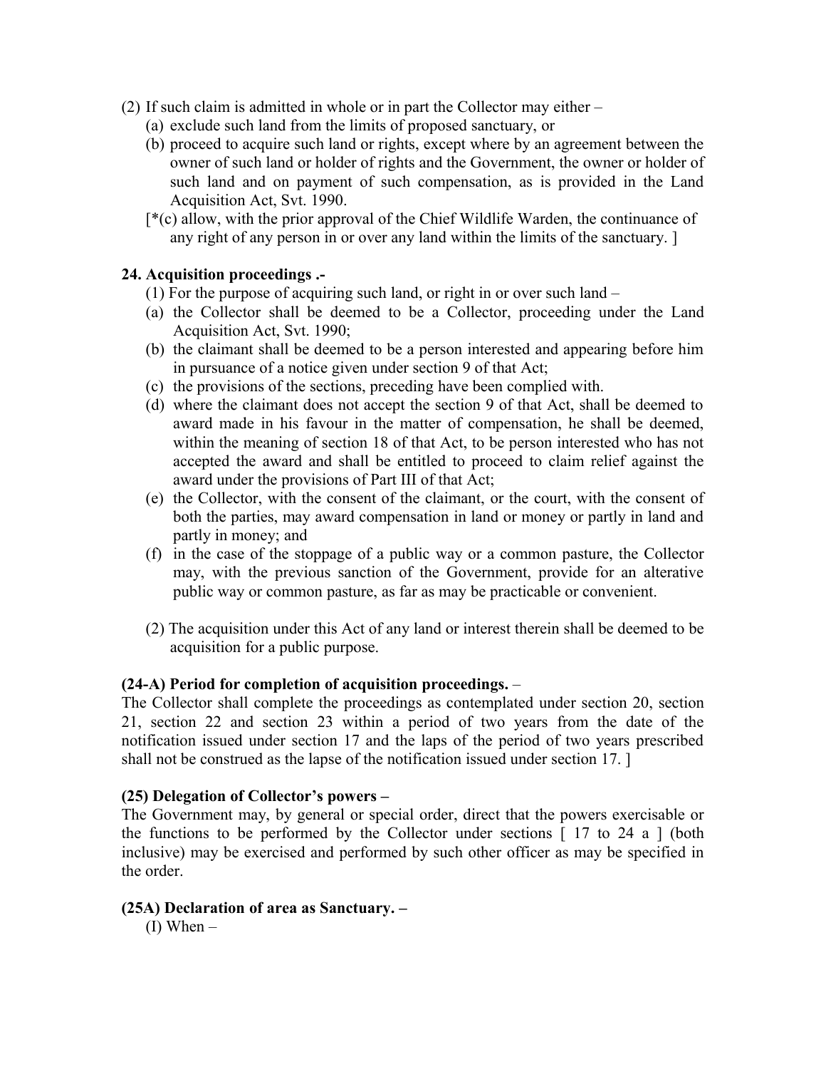(2) If such claim is admitted in whole or in part the Collector may either –

   (a) exclude such land from the limits of proposed sanctuary, or

   (b) proceed to acquire such land or rights, except where by an agreement between the owner of such land or holder of rights and the Government, the owner or holder of such land and on payment of such compensation, as is provided in the Land Acquisition Act, Svt. 1990.

   [*(c) allow, with the prior approval of the Chief Wildlife Warden, the continuance of any right of any person in or over any land within the limits of the sanctuary. ]

**24. Acquisition proceedings .-**

(1) For the purpose of acquiring such land, or right in or over such land –

   (a) the Collector shall be deemed to be a Collector, proceeding under the Land Acquisition Act, Svt. 1990;

   (b) the claimant shall be deemed to be a person interested and appearing before him in pursuance of a notice given under section 9 of that Act;

   (c) the provisions of the sections, preceding have been complied with.

   (d) where the claimant does not accept the section 9 of that Act, shall be deemed to award made in his favour in the matter of compensation, he shall be deemed, within the meaning of section 18 of that Act, to be person interested who has not accepted the award and shall be entitled to proceed to claim relief against the award under the provisions of Part III of that Act;

   (e) the Collector, with the consent of the claimant, or the court, with the consent of both the parties, may award compensation in land or money or partly in land and partly in money; and

   (f) in the case of the stoppage of a public way or a common pasture, the Collector may, with the previous sanction of the Government, provide for an alterative public way or common pasture, as far as may be practicable or convenient.

(2) The acquisition under this Act of any land or interest therein shall be deemed to be acquisition for a public purpose.

**(24-A) Period for completion of acquisition proceedings.** –

The Collector shall complete the proceedings as contemplated under section 20, section 21, section 22 and section 23 within a period of two years from the date of the notification issued under section 17 and the laps of the period of two years prescribed shall not be construed as the lapse of the notification issued under section 17. ]

**(25) Delegation of Collector's powers –**

The Government may, by general or special order, direct that the powers exercisable or the functions to be performed by the Collector under sections [ 17 to 24 a ] (both inclusive) may be exercised and performed by such other officer as may be specified in the order.

**(25A) Declaration of area as Sanctuary. –**

(I) When –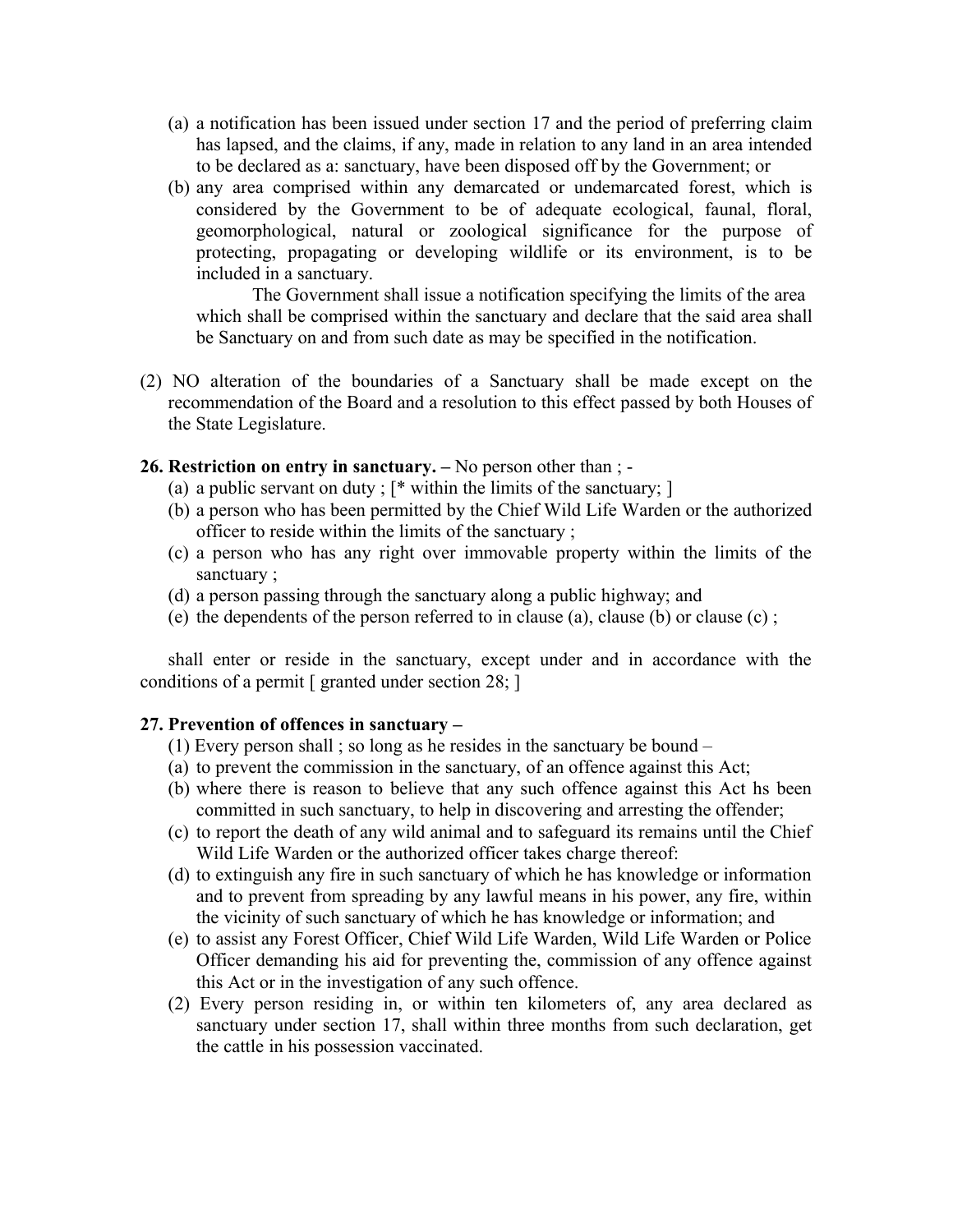(a) a notification has been issued under section 17 and the period of preferring claim has lapsed, and the claims, if any, made in relation to any land in an area intended to be declared as a: sanctuary, have been disposed off by the Government; or

(b) any area comprised within any demarcated or undemarcated forest, which is considered by the Government to be of adequate ecological, faunal, floral, geomorphological, natural or zoological significance for the purpose of protecting, propagating or developing wildlife or its environment, is to be included in a sanctuary.

The Government shall issue a notification specifying the limits of the area which shall be comprised within the sanctuary and declare that the said area shall be Sanctuary on and from such date as may be specified in the notification.

(2) NO alteration of the boundaries of a Sanctuary shall be made except on the recommendation of the Board and a resolution to this effect passed by both Houses of the State Legislature.

**26. Restriction on entry in sanctuary. –** No person other than ; -

(a) a public servant on duty ; [* within the limits of the sanctuary; ]

(b) a person who has been permitted by the Chief Wild Life Warden or the authorized officer to reside within the limits of the sanctuary ;

(c) a person who has any right over immovable property within the limits of the sanctuary ;

(d) a person passing through the sanctuary along a public highway; and

(e) the dependents of the person referred to in clause (a), clause (b) or clause (c) ;

shall enter or reside in the sanctuary, except under and in accordance with the conditions of a permit [ granted under section 28; ]

**27. Prevention of offences in sanctuary –**

(1) Every person shall ; so long as he resides in the sanctuary be bound –

(a) to prevent the commission in the sanctuary, of an offence against this Act;

(b) where there is reason to believe that any such offence against this Act hs been committed in such sanctuary, to help in discovering and arresting the offender;

(c) to report the death of any wild animal and to safeguard its remains until the Chief Wild Life Warden or the authorized officer takes charge thereof:

(d) to extinguish any fire in such sanctuary of which he has knowledge or information and to prevent from spreading by any lawful means in his power, any fire, within the vicinity of such sanctuary of which he has knowledge or information; and

(e) to assist any Forest Officer, Chief Wild Life Warden, Wild Life Warden or Police Officer demanding his aid for preventing the, commission of any offence against this Act or in the investigation of any such offence.

(2) Every person residing in, or within ten kilometers of, any area declared as sanctuary under section 17, shall within three months from such declaration, get the cattle in his possession vaccinated.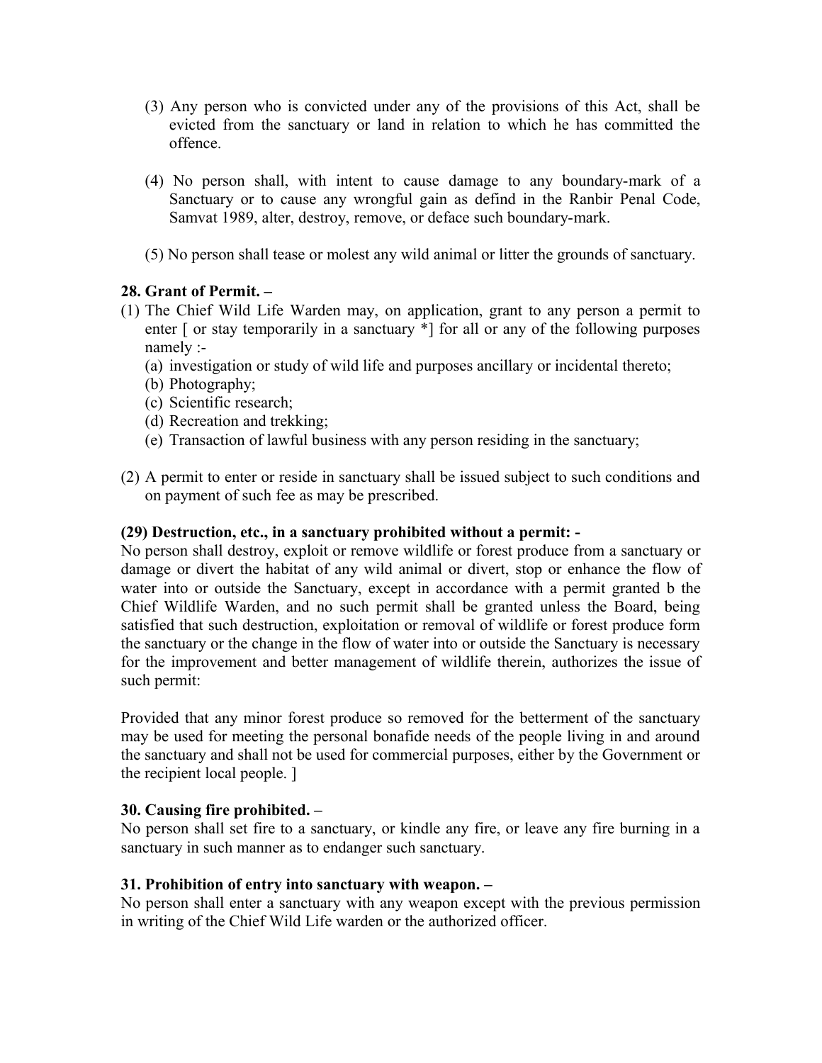(3) Any person who is convicted under any of the provisions of this Act, shall be evicted from the sanctuary or land in relation to which he has committed the offence.

(4) No person shall, with intent to cause damage to any boundary-mark of a Sanctuary or to cause any wrongful gain as defind in the Ranbir Penal Code, Samvat 1989, alter, destroy, remove, or deface such boundary-mark.

(5) No person shall tease or molest any wild animal or litter the grounds of sanctuary.

**28. Grant of Permit. –**

(1) The Chief Wild Life Warden may, on application, grant to any person a permit to enter [ or stay temporarily in a sanctuary *] for all or any of the following purposes namely :-

   (a) investigation or study of wild life and purposes ancillary or incidental thereto;
   (b) Photography;
   (c) Scientific research;
   (d) Recreation and trekking;
   (e) Transaction of lawful business with any person residing in the sanctuary;

(2) A permit to enter or reside in sanctuary shall be issued subject to such conditions and on payment of such fee as may be prescribed.

**(29) Destruction, etc., in a sanctuary prohibited without a permit: -**

No person shall destroy, exploit or remove wildlife or forest produce from a sanctuary or damage or divert the habitat of any wild animal or divert, stop or enhance the flow of water into or outside the Sanctuary, except in accordance with a permit granted b the Chief Wildlife Warden, and no such permit shall be granted unless the Board, being satisfied that such destruction, exploitation or removal of wildlife or forest produce form the sanctuary or the change in the flow of water into or outside the Sanctuary is necessary for the improvement and better management of wildlife therein, authorizes the issue of such permit:

Provided that any minor forest produce so removed for the betterment of the sanctuary may be used for meeting the personal bonafide needs of the people living in and around the sanctuary and shall not be used for commercial purposes, either by the Government or the recipient local people. ]

**30. Causing fire prohibited. –**

No person shall set fire to a sanctuary, or kindle any fire, or leave any fire burning in a sanctuary in such manner as to endanger such sanctuary.

**31. Prohibition of entry into sanctuary with weapon. –**

No person shall enter a sanctuary with any weapon except with the previous permission in writing of the Chief Wild Life warden or the authorized officer.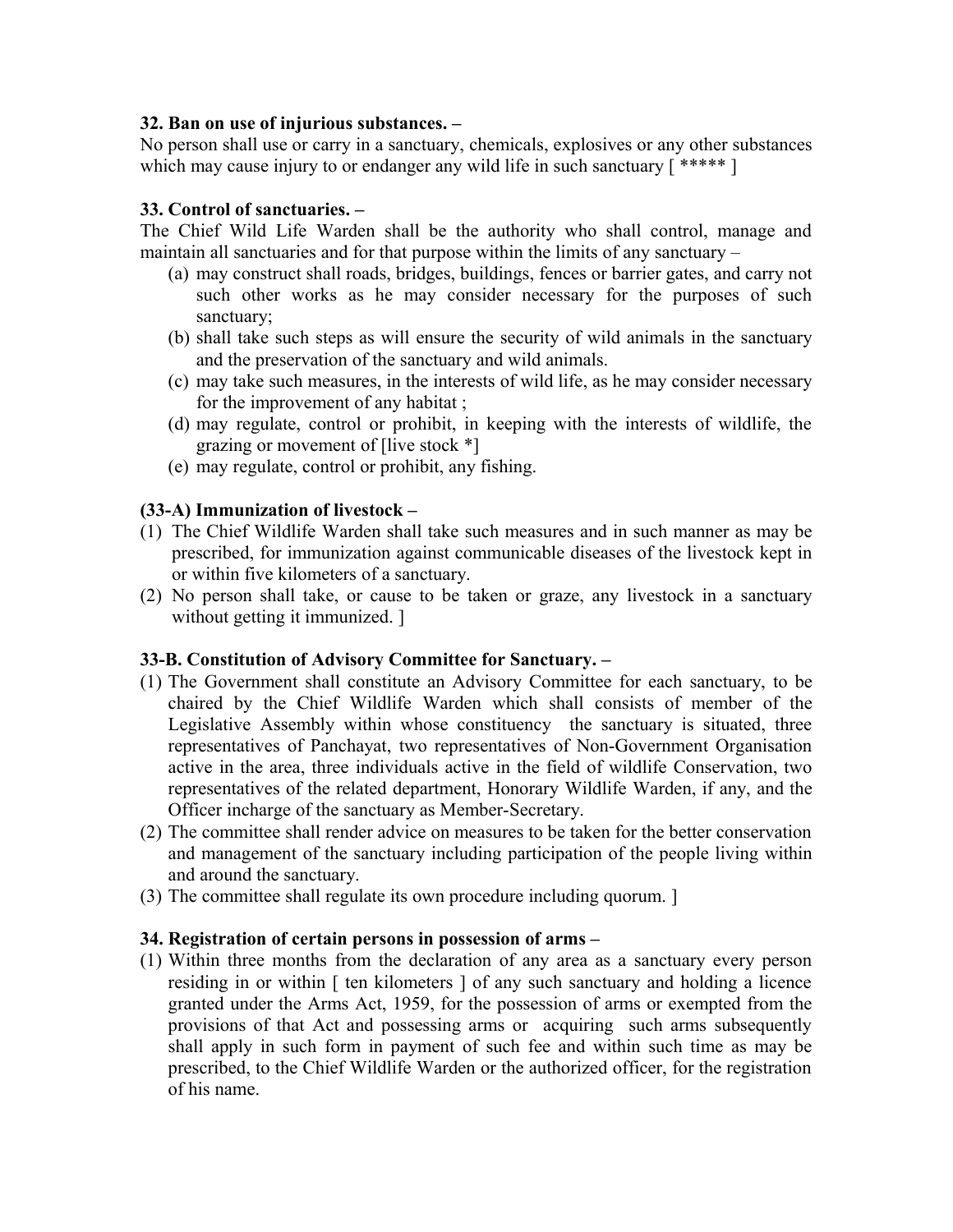**32. Ban on use of injurious substances. –**

No person shall use or carry in a sanctuary, chemicals, explosives or any other substances which may cause injury to or endanger any wild life in such sanctuary [ ***** ]

**33. Control of sanctuaries. –**

The Chief Wild Life Warden shall be the authority who shall control, manage and maintain all sanctuaries and for that purpose within the limits of any sanctuary –

(a) may construct shall roads, bridges, buildings, fences or barrier gates, and carry not such other works as he may consider necessary for the purposes of such sanctuary;

(b) shall take such steps as will ensure the security of wild animals in the sanctuary and the preservation of the sanctuary and wild animals.

(c) may take such measures, in the interests of wild life, as he may consider necessary for the improvement of any habitat ;

(d) may regulate, control or prohibit, in keeping with the interests of wildlife, the grazing or movement of [live stock *]

(e) may regulate, control or prohibit, any fishing.

**(33-A) Immunization of livestock –**

(1) The Chief Wildlife Warden shall take such measures and in such manner as may be prescribed, for immunization against communicable diseases of the livestock kept in or within five kilometers of a sanctuary.

(2) No person shall take, or cause to be taken or graze, any livestock in a sanctuary without getting it immunized. ]

**33-B. Constitution of Advisory Committee for Sanctuary. –**

(1) The Government shall constitute an Advisory Committee for each sanctuary, to be chaired by the Chief Wildlife Warden which shall consists of member of the Legislative Assembly within whose constituency the sanctuary is situated, three representatives of Panchayat, two representatives of Non-Government Organisation active in the area, three individuals active in the field of wildlife Conservation, two representatives of the related department, Honorary Wildlife Warden, if any, and the Officer incharge of the sanctuary as Member-Secretary.

(2) The committee shall render advice on measures to be taken for the better conservation and management of the sanctuary including participation of the people living within and around the sanctuary.

(3) The committee shall regulate its own procedure including quorum. ]

**34. Registration of certain persons in possession of arms –**

(1) Within three months from the declaration of any area as a sanctuary every person residing in or within [ ten kilometers ] of any such sanctuary and holding a licence granted under the Arms Act, 1959, for the possession of arms or exempted from the provisions of that Act and possessing arms or acquiring such arms subsequently shall apply in such form in payment of such fee and within such time as may be prescribed, to the Chief Wildlife Warden or the authorized officer, for the registration of his name.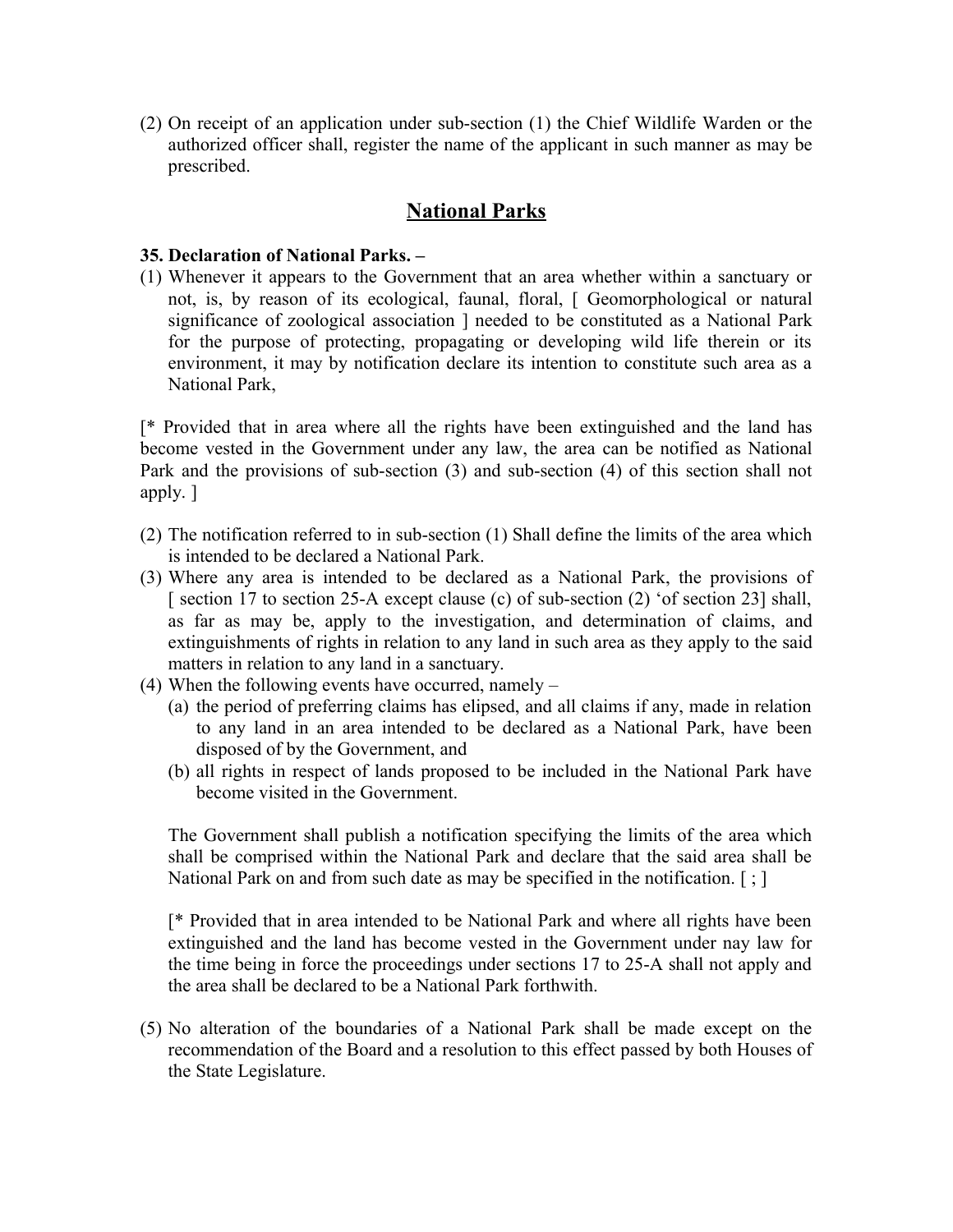(2) On receipt of an application under sub-section (1) the Chief Wildlife Warden or the authorized officer shall, register the name of the applicant in such manner as may be prescribed.

## National Parks

**35. Declaration of National Parks. –**

(1) Whenever it appears to the Government that an area whether within a sanctuary or not, is, by reason of its ecological, faunal, floral, [ Geomorphological or natural significance of zoological association ] needed to be constituted as a National Park for the purpose of protecting, propagating or developing wild life therein or its environment, it may by notification declare its intention to constitute such area as a National Park,

[* Provided that in area where all the rights have been extinguished and the land has become vested in the Government under any law, the area can be notified as National Park and the provisions of sub-section (3) and sub-section (4) of this section shall not apply. ]

(2) The notification referred to in sub-section (1) Shall define the limits of the area which is intended to be declared a National Park.
(3) Where any area is intended to be declared as a National Park, the provisions of [ section 17 to section 25-A except clause (c) of sub-section (2) 'of section 23] shall, as far as may be, apply to the investigation, and determination of claims, and extinguishments of rights in relation to any land in such area as they apply to the said matters in relation to any land in a sanctuary.
(4) When the following events have occurred, namely –
    (a) the period of preferring claims has elipsed, and all claims if any, made in relation to any land in an area intended to be declared as a National Park, have been disposed of by the Government, and
    (b) all rights in respect of lands proposed to be included in the National Park have become visited in the Government.

    The Government shall publish a notification specifying the limits of the area which shall be comprised within the National Park and declare that the said area shall be National Park on and from such date as may be specified in the notification. [ ; ]

    [* Provided that in area intended to be National Park and where all rights have been extinguished and the land has become vested in the Government under nay law for the time being in force the proceedings under sections 17 to 25-A shall not apply and the area shall be declared to be a National Park forthwith.

(5) No alteration of the boundaries of a National Park shall be made except on the recommendation of the Board and a resolution to this effect passed by both Houses of the State Legislature.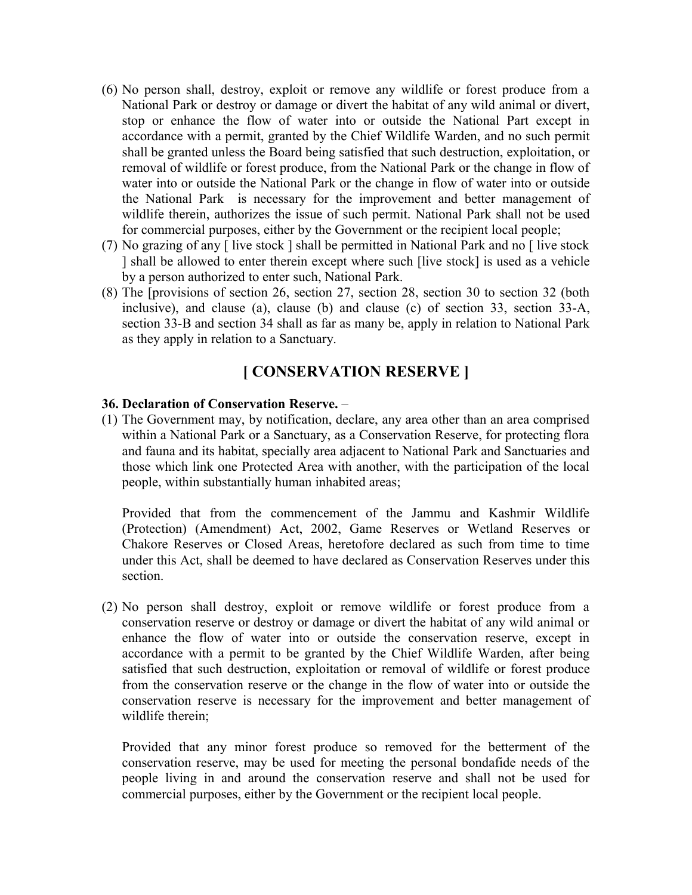(6) No person shall, destroy, exploit or remove any wildlife or forest produce from a National Park or destroy or damage or divert the habitat of any wild animal or divert, stop or enhance the flow of water into or outside the National Part except in accordance with a permit, granted by the Chief Wildlife Warden, and no such permit shall be granted unless the Board being satisfied that such destruction, exploitation, or removal of wildlife or forest produce, from the National Park or the change in flow of water into or outside the National Park or the change in flow of water into or outside the National Park is necessary for the improvement and better management of wildlife therein, authorizes the issue of such permit. National Park shall not be used for commercial purposes, either by the Government or the recipient local people;

(7) No grazing of any [ live stock ] shall be permitted in National Park and no [ live stock ] shall be allowed to enter therein except where such [live stock] is used as a vehicle by a person authorized to enter such, National Park.

(8) The [provisions of section 26, section 27, section 28, section 30 to section 32 (both inclusive), and clause (a), clause (b) and clause (c) of section 33, section 33-A, section 33-B and section 34 shall as far as many be, apply in relation to National Park as they apply in relation to a Sanctuary.

## [ CONSERVATION RESERVE ]

**36. Declaration of Conservation Reserve.** –

(1) The Government may, by notification, declare, any area other than an area comprised within a National Park or a Sanctuary, as a Conservation Reserve, for protecting flora and fauna and its habitat, specially area adjacent to National Park and Sanctuaries and those which link one Protected Area with another, with the participation of the local people, within substantially human inhabited areas;

Provided that from the commencement of the Jammu and Kashmir Wildlife (Protection) (Amendment) Act, 2002, Game Reserves or Wetland Reserves or Chakore Reserves or Closed Areas, heretofore declared as such from time to time under this Act, shall be deemed to have declared as Conservation Reserves under this section.

(2) No person shall destroy, exploit or remove wildlife or forest produce from a conservation reserve or destroy or damage or divert the habitat of any wild animal or enhance the flow of water into or outside the conservation reserve, except in accordance with a permit to be granted by the Chief Wildlife Warden, after being satisfied that such destruction, exploitation or removal of wildlife or forest produce from the conservation reserve or the change in the flow of water into or outside the conservation reserve is necessary for the improvement and better management of wildlife therein;

Provided that any minor forest produce so removed for the betterment of the conservation reserve, may be used for meeting the personal bondafide needs of the people living in and around the conservation reserve and shall not be used for commercial purposes, either by the Government or the recipient local people.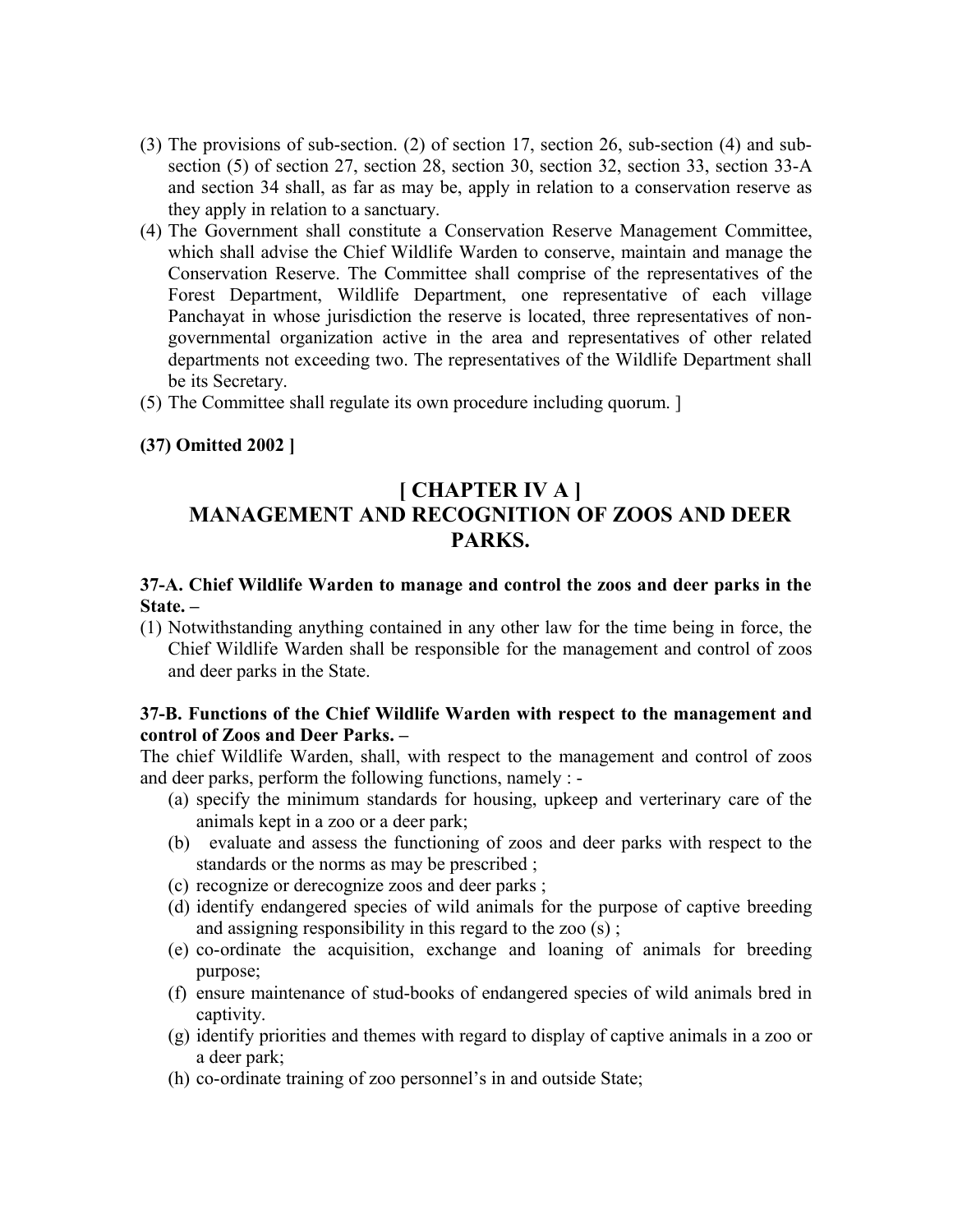(3) The provisions of sub-section. (2) of section 17, section 26, sub-section (4) and sub-section (5) of section 27, section 28, section 30, section 32, section 33, section 33-A and section 34 shall, as far as may be, apply in relation to a conservation reserve as they apply in relation to a sanctuary.

(4) The Government shall constitute a Conservation Reserve Management Committee, which shall advise the Chief Wildlife Warden to conserve, maintain and manage the Conservation Reserve. The Committee shall comprise of the representatives of the Forest Department, Wildlife Department, one representative of each village Panchayat in whose jurisdiction the reserve is located, three representatives of non-governmental organization active in the area and representatives of other related departments not exceeding two. The representatives of the Wildlife Department shall be its Secretary.

(5) The Committee shall regulate its own procedure including quorum. ]

**(37) Omitted 2002 ]**

## [ CHAPTER IV A ]
## MANAGEMENT AND RECOGNITION OF ZOOS AND DEER PARKS.

**37-A. Chief Wildlife Warden to manage and control the zoos and deer parks in the State. –**

(1) Notwithstanding anything contained in any other law for the time being in force, the Chief Wildlife Warden shall be responsible for the management and control of zoos and deer parks in the State.

**37-B. Functions of the Chief Wildlife Warden with respect to the management and control of Zoos and Deer Parks. –**

The chief Wildlife Warden, shall, with respect to the management and control of zoos and deer parks, perform the following functions, namely : -

(a) specify the minimum standards for housing, upkeep and verterinary care of the animals kept in a zoo or a deer park;

(b) evaluate and assess the functioning of zoos and deer parks with respect to the standards or the norms as may be prescribed ;

(c) recognize or derecognize zoos and deer parks ;

(d) identify endangered species of wild animals for the purpose of captive breeding and assigning responsibility in this regard to the zoo (s) ;

(e) co-ordinate the acquisition, exchange and loaning of animals for breeding purpose;

(f) ensure maintenance of stud-books of endangered species of wild animals bred in captivity.

(g) identify priorities and themes with regard to display of captive animals in a zoo or a deer park;

(h) co-ordinate training of zoo personnel's in and outside State;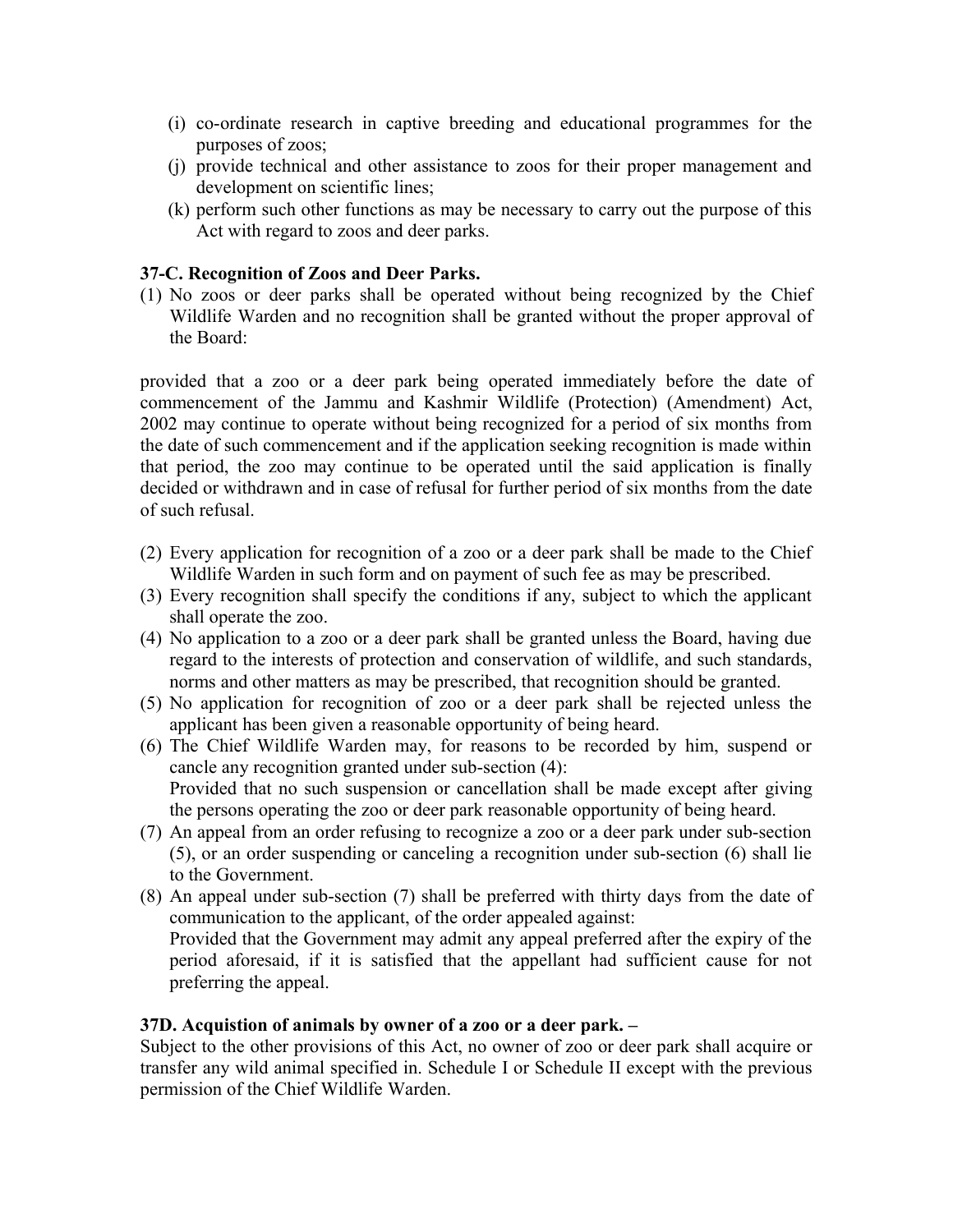(i) co-ordinate research in captive breeding and educational programmes for the purposes of zoos;
(j) provide technical and other assistance to zoos for their proper management and development on scientific lines;
(k) perform such other functions as may be necessary to carry out the purpose of this Act with regard to zoos and deer parks.

**37-C. Recognition of Zoos and Deer Parks.**

(1) No zoos or deer parks shall be operated without being recognized by the Chief Wildlife Warden and no recognition shall be granted without the proper approval of the Board:

provided that a zoo or a deer park being operated immediately before the date of commencement of the Jammu and Kashmir Wildlife (Protection) (Amendment) Act, 2002 may continue to operate without being recognized for a period of six months from the date of such commencement and if the application seeking recognition is made within that period, the zoo may continue to be operated until the said application is finally decided or withdrawn and in case of refusal for further period of six months from the date of such refusal.

(2) Every application for recognition of a zoo or a deer park shall be made to the Chief Wildlife Warden in such form and on payment of such fee as may be prescribed.
(3) Every recognition shall specify the conditions if any, subject to which the applicant shall operate the zoo.
(4) No application to a zoo or a deer park shall be granted unless the Board, having due regard to the interests of protection and conservation of wildlife, and such standards, norms and other matters as may be prescribed, that recognition should be granted.
(5) No application for recognition of zoo or a deer park shall be rejected unless the applicant has been given a reasonable opportunity of being heard.
(6) The Chief Wildlife Warden may, for reasons to be recorded by him, suspend or cancle any recognition granted under sub-section (4):
Provided that no such suspension or cancellation shall be made except after giving the persons operating the zoo or deer park reasonable opportunity of being heard.
(7) An appeal from an order refusing to recognize a zoo or a deer park under sub-section (5), or an order suspending or canceling a recognition under sub-section (6) shall lie to the Government.
(8) An appeal under sub-section (7) shall be preferred with thirty days from the date of communication to the applicant, of the order appealed against:
Provided that the Government may admit any appeal preferred after the expiry of the period aforesaid, if it is satisfied that the appellant had sufficient cause for not preferring the appeal.

**37D. Acquistion of animals by owner of a zoo or a deer park. –**

Subject to the other provisions of this Act, no owner of zoo or deer park shall acquire or transfer any wild animal specified in. Schedule I or Schedule II except with the previous permission of the Chief Wildlife Warden.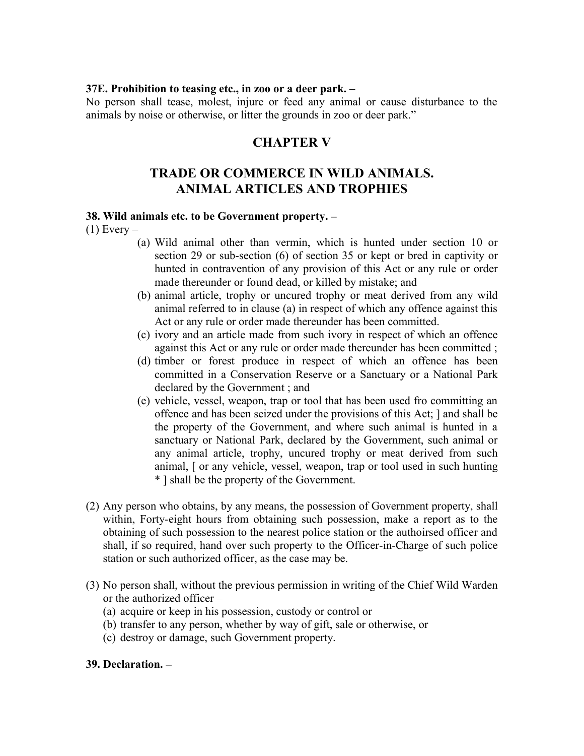**37E. Prohibition to teasing etc., in zoo or a deer park. –**

No person shall tease, molest, injure or feed any animal or cause disturbance to the animals by noise or otherwise, or litter the grounds in zoo or deer park."

## CHAPTER V

## TRADE OR COMMERCE IN WILD ANIMALS. ANIMAL ARTICLES AND TROPHIES

**38. Wild animals etc. to be Government property. –**

(1) Every –

(a) Wild animal other than vermin, which is hunted under section 10 or section 29 or sub-section (6) of section 35 or kept or bred in captivity or hunted in contravention of any provision of this Act or any rule or order made thereunder or found dead, or killed by mistake; and

(b) animal article, trophy or uncured trophy or meat derived from any wild animal referred to in clause (a) in respect of which any offence against this Act or any rule or order made thereunder has been committed.

(c) ivory and an article made from such ivory in respect of which an offence against this Act or any rule or order made thereunder has been committed ;

(d) timber or forest produce in respect of which an offence has been committed in a Conservation Reserve or a Sanctuary or a National Park declared by the Government ; and

(e) vehicle, vessel, weapon, trap or tool that has been used fro committing an offence and has been seized under the provisions of this Act; ] and shall be the property of the Government, and where such animal is hunted in a sanctuary or National Park, declared by the Government, such animal or any animal article, trophy, uncured trophy or meat derived from such animal, [ or any vehicle, vessel, weapon, trap or tool used in such hunting * ] shall be the property of the Government.

(2) Any person who obtains, by any means, the possession of Government property, shall within, Forty-eight hours from obtaining such possession, make a report as to the obtaining of such possession to the nearest police station or the authoirsed officer and shall, if so required, hand over such property to the Officer-in-Charge of such police station or such authorized officer, as the case may be.

(3) No person shall, without the previous permission in writing of the Chief Wild Warden or the authorized officer –

(a) acquire or keep in his possession, custody or control or

(b) transfer to any person, whether by way of gift, sale or otherwise, or

(c) destroy or damage, such Government property.

**39. Declaration. –**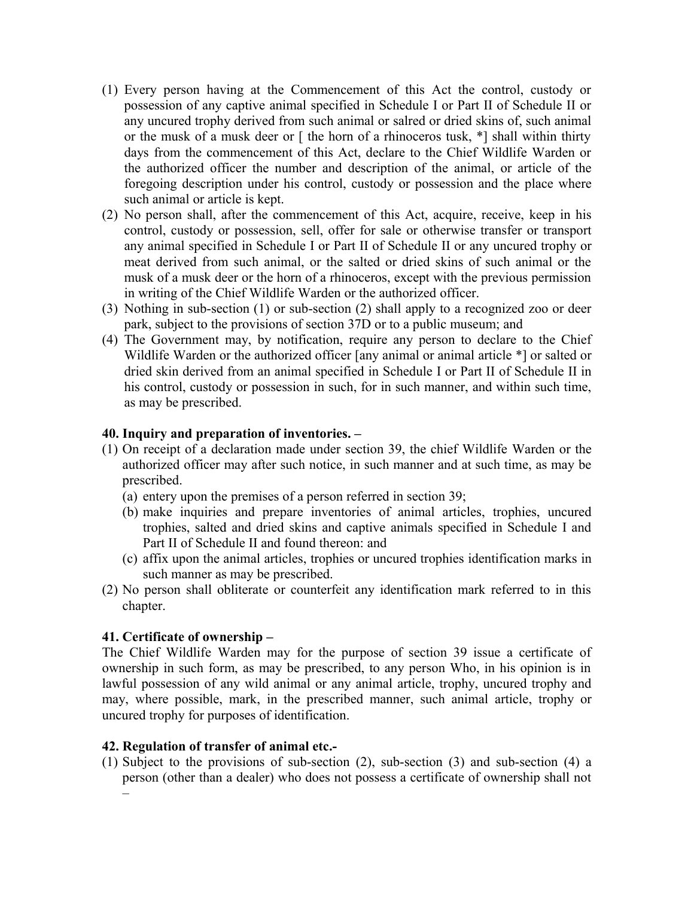(1) Every person having at the Commencement of this Act the control, custody or possession of any captive animal specified in Schedule I or Part II of Schedule II or any uncured trophy derived from such animal or salred or dried skins of, such animal or the musk of a musk deer or [ the horn of a rhinoceros tusk, *] shall within thirty days from the commencement of this Act, declare to the Chief Wildlife Warden or the authorized officer the number and description of the animal, or article of the foregoing description under his control, custody or possession and the place where such animal or article is kept.

(2) No person shall, after the commencement of this Act, acquire, receive, keep in his control, custody or possession, sell, offer for sale or otherwise transfer or transport any animal specified in Schedule I or Part II of Schedule II or any uncured trophy or meat derived from such animal, or the salted or dried skins of such animal or the musk of a musk deer or the horn of a rhinoceros, except with the previous permission in writing of the Chief Wildlife Warden or the authorized officer.

(3) Nothing in sub-section (1) or sub-section (2) shall apply to a recognized zoo or deer park, subject to the provisions of section 37D or to a public museum; and

(4) The Government may, by notification, require any person to declare to the Chief Wildlife Warden or the authorized officer [any animal or animal article *] or salted or dried skin derived from an animal specified in Schedule I or Part II of Schedule II in his control, custody or possession in such, for in such manner, and within such time, as may be prescribed.

**40. Inquiry and preparation of inventories. –**

(1) On receipt of a declaration made under section 39, the chief Wildlife Warden or the authorized officer may after such notice, in such manner and at such time, as may be prescribed.
   (a) entery upon the premises of a person referred in section 39;
   (b) make inquiries and prepare inventories of animal articles, trophies, uncured trophies, salted and dried skins and captive animals specified in Schedule I and Part II of Schedule II and found thereon: and
   (c) affix upon the animal articles, trophies or uncured trophies identification marks in such manner as may be prescribed.

(2) No person shall obliterate or counterfeit any identification mark referred to in this chapter.

**41. Certificate of ownership –**

The Chief Wildlife Warden may for the purpose of section 39 issue a certificate of ownership in such form, as may be prescribed, to any person Who, in his opinion is in lawful possession of any wild animal or any animal article, trophy, uncured trophy and may, where possible, mark, in the prescribed manner, such animal article, trophy or uncured trophy for purposes of identification.

**42. Regulation of transfer of animal etc.-**

(1) Subject to the provisions of sub-section (2), sub-section (3) and sub-section (4) a person (other than a dealer) who does not possess a certificate of ownership shall not –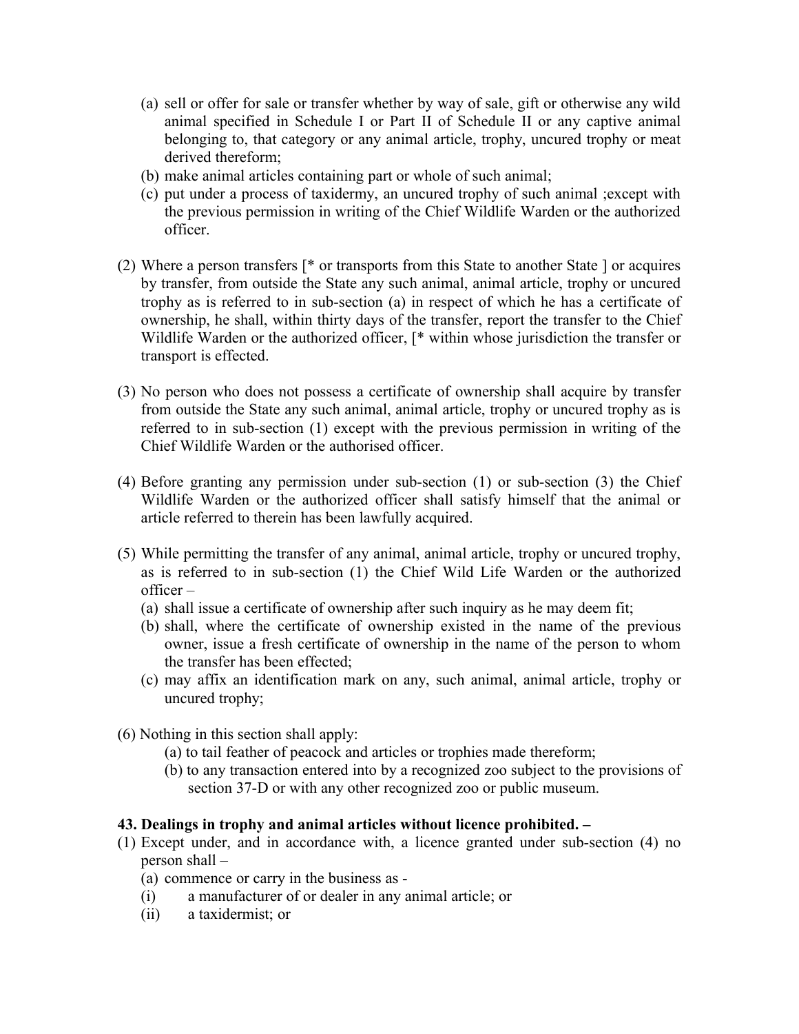(a) sell or offer for sale or transfer whether by way of sale, gift or otherwise any wild animal specified in Schedule I or Part II of Schedule II or any captive animal belonging to, that category or any animal article, trophy, uncured trophy or meat derived therefrom;
(b) make animal articles containing part or whole of such animal;
(c) put under a process of taxidermy, an uncured trophy of such animal ;except with the previous permission in writing of the Chief Wildlife Warden or the authorized officer.

(2) Where a person transfers [* or transports from this State to another State ] or acquires by transfer, from outside the State any such animal, animal article, trophy or uncured trophy as is referred to in sub-section (a) in respect of which he has a certificate of ownership, he shall, within thirty days of the transfer, report the transfer to the Chief Wildlife Warden or the authorized officer, [* within whose jurisdiction the transfer or transport is effected.

(3) No person who does not possess a certificate of ownership shall acquire by transfer from outside the State any such animal, animal article, trophy or uncured trophy as is referred to in sub-section (1) except with the previous permission in writing of the Chief Wildlife Warden or the authorised officer.

(4) Before granting any permission under sub-section (1) or sub-section (3) the Chief Wildlife Warden or the authorized officer shall satisfy himself that the animal or article referred to therein has been lawfully acquired.

(5) While permitting the transfer of any animal, animal article, trophy or uncured trophy, as is referred to in sub-section (1) the Chief Wild Life Warden or the authorized officer –
(a) shall issue a certificate of ownership after such inquiry as he may deem fit;
(b) shall, where the certificate of ownership existed in the name of the previous owner, issue a fresh certificate of ownership in the name of the person to whom the transfer has been effected;
(c) may affix an identification mark on any, such animal, animal article, trophy or uncured trophy;

(6) Nothing in this section shall apply:
(a) to tail feather of peacock and articles or trophies made therefrom;
(b) to any transaction entered into by a recognized zoo subject to the provisions of section 37-D or with any other recognized zoo or public museum.

**43. Dealings in trophy and animal articles without licence prohibited. –**

(1) Except under, and in accordance with, a licence granted under sub-section (4) no person shall –
(a) commence or carry in the business as -
(i) a manufacturer of or dealer in any animal article; or
(ii) a taxidermist; or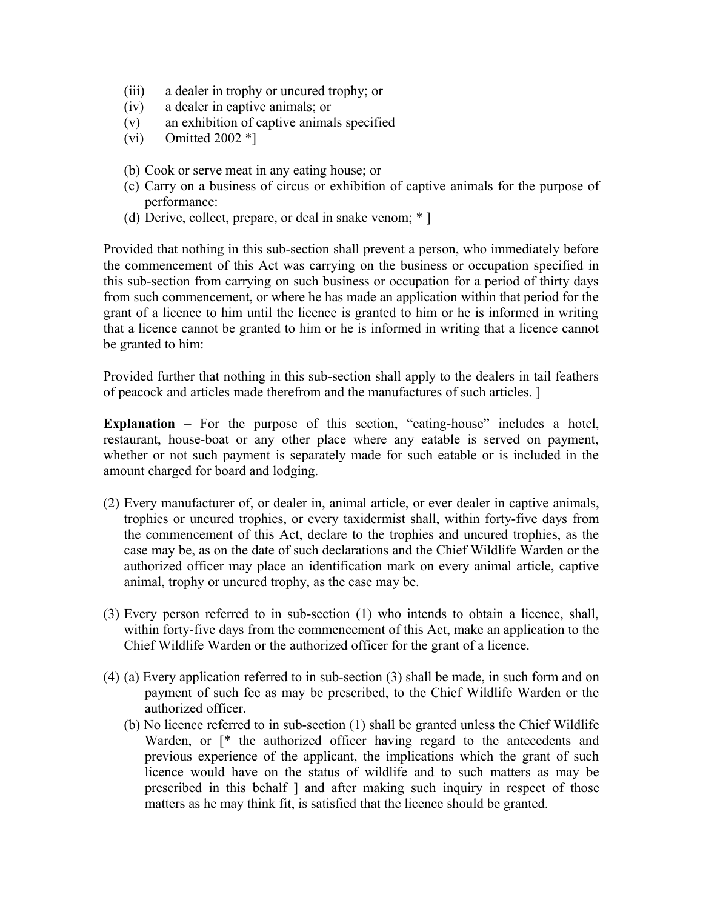(iii) a dealer in trophy or uncured trophy; or
(iv) a dealer in captive animals; or
(v) an exhibition of captive animals specified
(vi) Omitted 2002 *]

(b) Cook or serve meat in any eating house; or
(c) Carry on a business of circus or exhibition of captive animals for the purpose of performance:
(d) Derive, collect, prepare, or deal in snake venom; * ]

Provided that nothing in this sub-section shall prevent a person, who immediately before the commencement of this Act was carrying on the business or occupation specified in this sub-section from carrying on such business or occupation for a period of thirty days from such commencement, or where he has made an application within that period for the grant of a licence to him until the licence is granted to him or he is informed in writing that a licence cannot be granted to him or he is informed in writing that a licence cannot be granted to him:

Provided further that nothing in this sub-section shall apply to the dealers in tail feathers of peacock and articles made therefrom and the manufactures of such articles. ]

**Explanation** – For the purpose of this section, "eating-house" includes a hotel, restaurant, house-boat or any other place where any eatable is served on payment, whether or not such payment is separately made for such eatable or is included in the amount charged for board and lodging.

(2) Every manufacturer of, or dealer in, animal article, or ever dealer in captive animals, trophies or uncured trophies, or every taxidermist shall, within forty-five days from the commencement of this Act, declare to the trophies and uncured trophies, as the case may be, as on the date of such declarations and the Chief Wildlife Warden or the authorized officer may place an identification mark on every animal article, captive animal, trophy or uncured trophy, as the case may be.

(3) Every person referred to in sub-section (1) who intends to obtain a licence, shall, within forty-five days from the commencement of this Act, make an application to the Chief Wildlife Warden or the authorized officer for the grant of a licence.

(4) (a) Every application referred to in sub-section (3) shall be made, in such form and on payment of such fee as may be prescribed, to the Chief Wildlife Warden or the authorized officer.

(b) No licence referred to in sub-section (1) shall be granted unless the Chief Wildlife Warden, or [* the authorized officer having regard to the antecedents and previous experience of the applicant, the implications which the grant of such licence would have on the status of wildlife and to such matters as may be prescribed in this behalf ] and after making such inquiry in respect of those matters as he may think fit, is satisfied that the licence should be granted.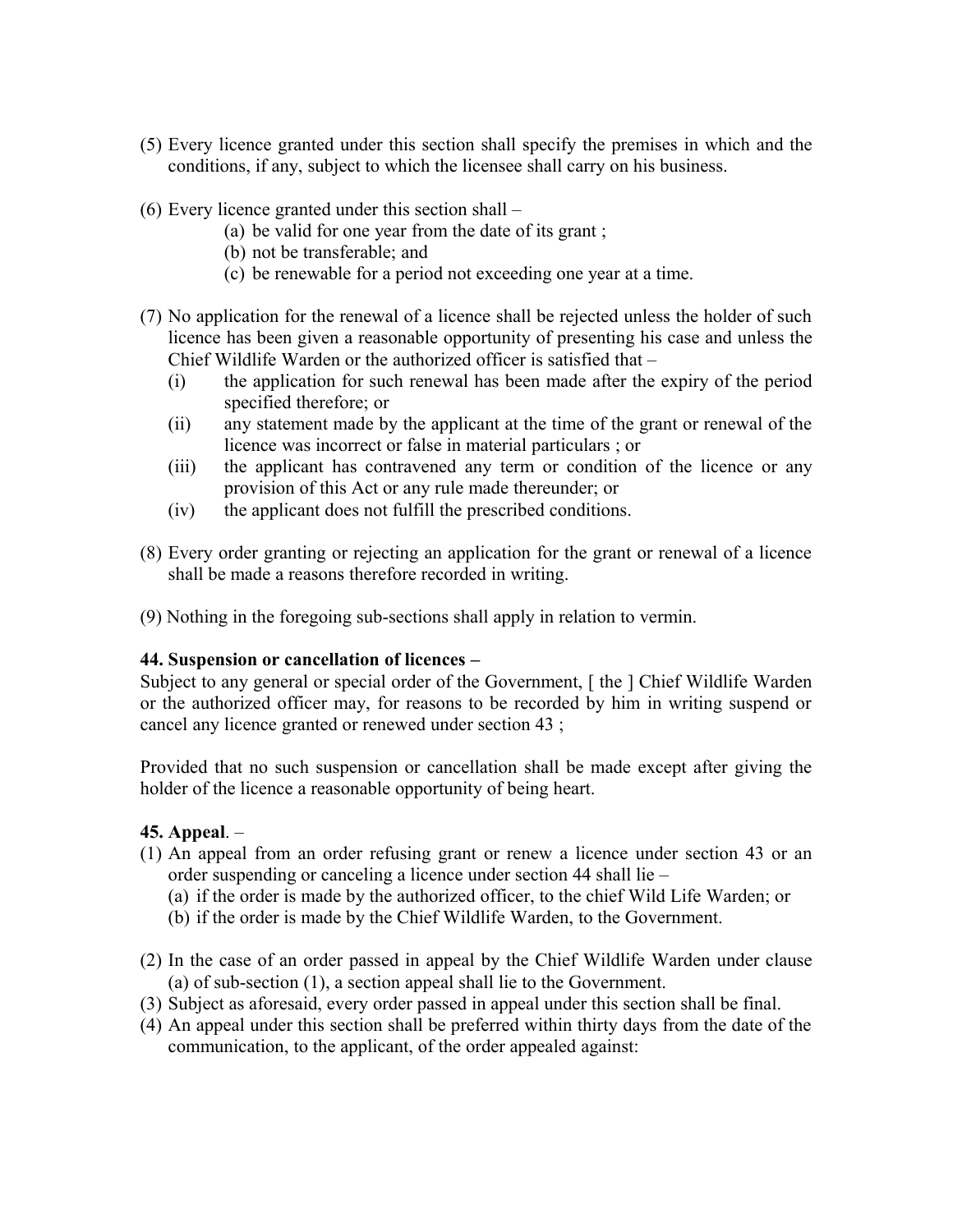(5) Every licence granted under this section shall specify the premises in which and the conditions, if any, subject to which the licensee shall carry on his business.

(6) Every licence granted under this section shall –
   - (a) be valid for one year from the date of its grant ;
   - (b) not be transferable; and
   - (c) be renewable for a period not exceeding one year at a time.

(7) No application for the renewal of a licence shall be rejected unless the holder of such licence has been given a reasonable opportunity of presenting his case and unless the Chief Wildlife Warden or the authorized officer is satisfied that –
   - (i) the application for such renewal has been made after the expiry of the period specified therefore; or
   - (ii) any statement made by the applicant at the time of the grant or renewal of the licence was incorrect or false in material particulars ; or
   - (iii) the applicant has contravened any term or condition of the licence or any provision of this Act or any rule made thereunder; or
   - (iv) the applicant does not fulfill the prescribed conditions.

(8) Every order granting or rejecting an application for the grant or renewal of a licence shall be made a reasons therefore recorded in writing.

(9) Nothing in the foregoing sub-sections shall apply in relation to vermin.

**44. Suspension or cancellation of licences –**

Subject to any general or special order of the Government, [ the ] Chief Wildlife Warden or the authorized officer may, for reasons to be recorded by him in writing suspend or cancel any licence granted or renewed under section 43 ;

Provided that no such suspension or cancellation shall be made except after giving the holder of the licence a reasonable opportunity of being heart.

**45. Appeal**. –

(1) An appeal from an order refusing grant or renew a licence under section 43 or an order suspending or canceling a licence under section 44 shall lie –
   - (a) if the order is made by the authorized officer, to the chief Wild Life Warden; or
   - (b) if the order is made by the Chief Wildlife Warden, to the Government.

(2) In the case of an order passed in appeal by the Chief Wildlife Warden under clause (a) of sub-section (1), a section appeal shall lie to the Government.

(3) Subject as aforesaid, every order passed in appeal under this section shall be final.

(4) An appeal under this section shall be preferred within thirty days from the date of the communication, to the applicant, of the order appealed against: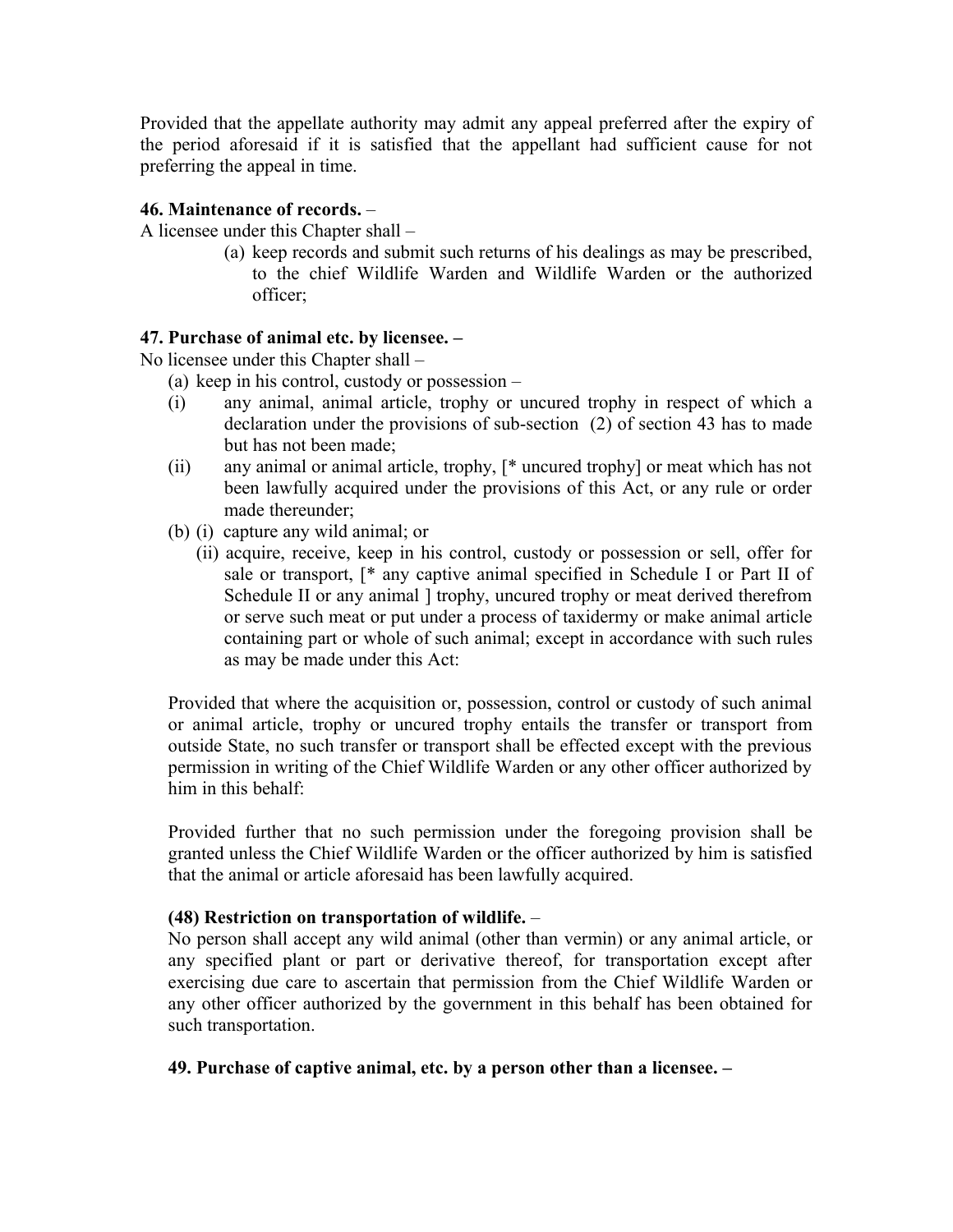Provided that the appellate authority may admit any appeal preferred after the expiry of the period aforesaid if it is satisfied that the appellant had sufficient cause for not preferring the appeal in time.

**46. Maintenance of records.** –

A licensee under this Chapter shall –

(a) keep records and submit such returns of his dealings as may be prescribed, to the chief Wildlife Warden and Wildlife Warden or the authorized officer;

**47. Purchase of animal etc. by licensee. –**

No licensee under this Chapter shall –

(a) keep in his control, custody or possession –

(i) any animal, animal article, trophy or uncured trophy in respect of which a declaration under the provisions of sub-section (2) of section 43 has to made but has not been made;

(ii) any animal or animal article, trophy, [* uncured trophy] or meat which has not been lawfully acquired under the provisions of this Act, or any rule or order made thereunder;

(b) (i) capture any wild animal; or

(ii) acquire, receive, keep in his control, custody or possession or sell, offer for sale or transport, [* any captive animal specified in Schedule I or Part II of Schedule II or any animal ] trophy, uncured trophy or meat derived therefrom or serve such meat or put under a process of taxidermy or make animal article containing part or whole of such animal; except in accordance with such rules as may be made under this Act:

Provided that where the acquisition or, possession, control or custody of such animal or animal article, trophy or uncured trophy entails the transfer or transport from outside State, no such transfer or transport shall be effected except with the previous permission in writing of the Chief Wildlife Warden or any other officer authorized by him in this behalf:

Provided further that no such permission under the foregoing provision shall be granted unless the Chief Wildlife Warden or the officer authorized by him is satisfied that the animal or article aforesaid has been lawfully acquired.

**(48) Restriction on transportation of wildlife.** –

No person shall accept any wild animal (other than vermin) or any animal article, or any specified plant or part or derivative thereof, for transportation except after exercising due care to ascertain that permission from the Chief Wildlife Warden or any other officer authorized by the government in this behalf has been obtained for such transportation.

**49. Purchase of captive animal, etc. by a person other than a licensee. –**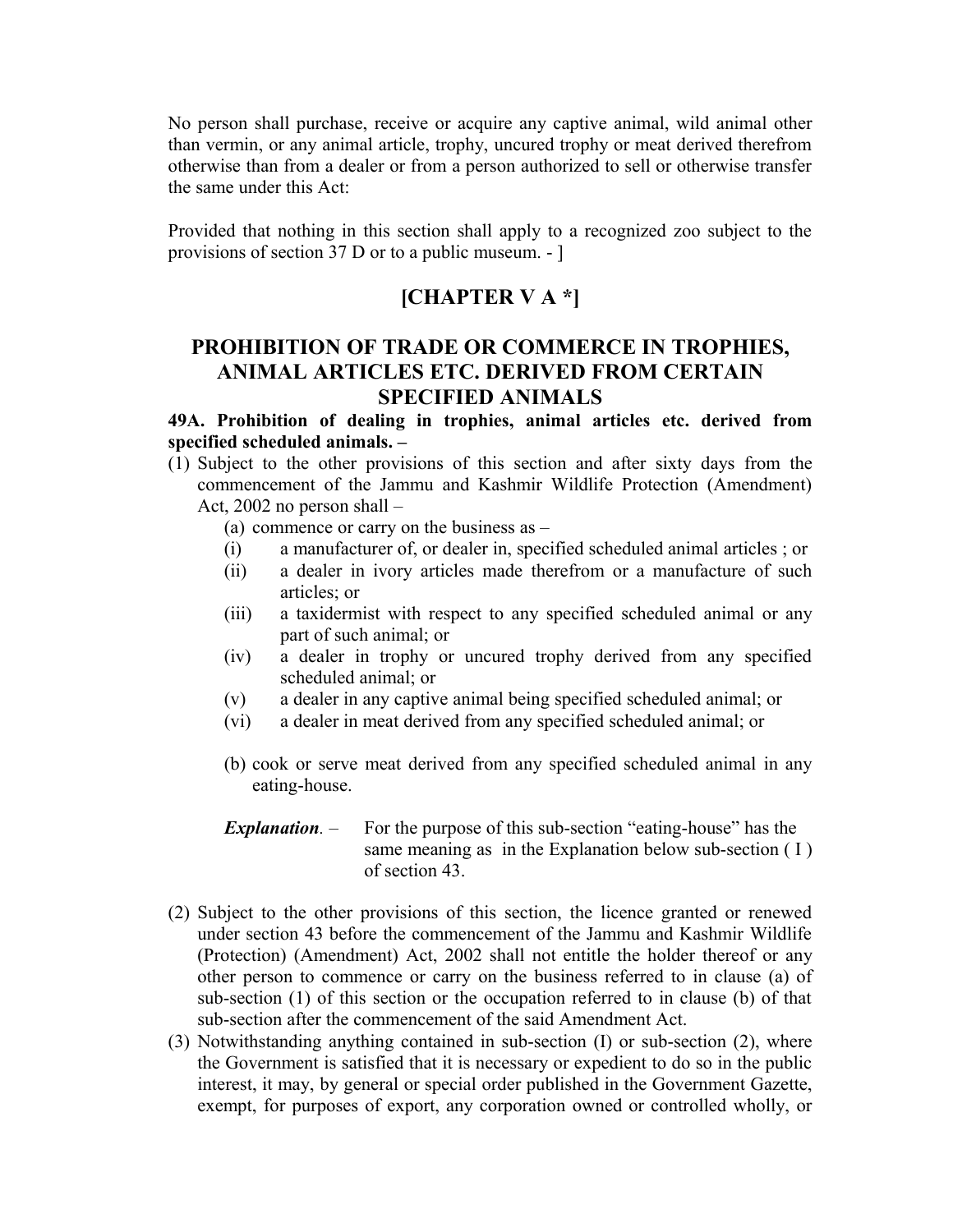No person shall purchase, receive or acquire any captive animal, wild animal other than vermin, or any animal article, trophy, uncured trophy or meat derived therefrom otherwise than from a dealer or from a person authorized to sell or otherwise transfer the same under this Act:

Provided that nothing in this section shall apply to a recognized zoo subject to the provisions of section 37 D or to a public museum. - ]

## [CHAPTER V A *]

## PROHIBITION OF TRADE OR COMMERCE IN TROPHIES, ANIMAL ARTICLES ETC. DERIVED FROM CERTAIN SPECIFIED ANIMALS

**49A. Prohibition of dealing in trophies, animal articles etc. derived from specified scheduled animals. –**

(1) Subject to the other provisions of this section and after sixty days from the commencement of the Jammu and Kashmir Wildlife Protection (Amendment) Act, 2002 no person shall –

  (a) commence or carry on the business as –

  (i) a manufacturer of, or dealer in, specified scheduled animal articles ; or

  (ii) a dealer in ivory articles made therefrom or a manufacture of such articles; or

  (iii) a taxidermist with respect to any specified scheduled animal or any part of such animal; or

  (iv) a dealer in trophy or uncured trophy derived from any specified scheduled animal; or

  (v) a dealer in any captive animal being specified scheduled animal; or

  (vi) a dealer in meat derived from any specified scheduled animal; or

  (b) cook or serve meat derived from any specified scheduled animal in any eating-house.

  ***Explanation***. – For the purpose of this sub-section "eating-house" has the same meaning as in the Explanation below sub-section ( I ) of section 43.

(2) Subject to the other provisions of this section, the licence granted or renewed under section 43 before the commencement of the Jammu and Kashmir Wildlife (Protection) (Amendment) Act, 2002 shall not entitle the holder thereof or any other person to commence or carry on the business referred to in clause (a) of sub-section (1) of this section or the occupation referred to in clause (b) of that sub-section after the commencement of the said Amendment Act.

(3) Notwithstanding anything contained in sub-section (I) or sub-section (2), where the Government is satisfied that it is necessary or expedient to do so in the public interest, it may, by general or special order published in the Government Gazette, exempt, for purposes of export, any corporation owned or controlled wholly, or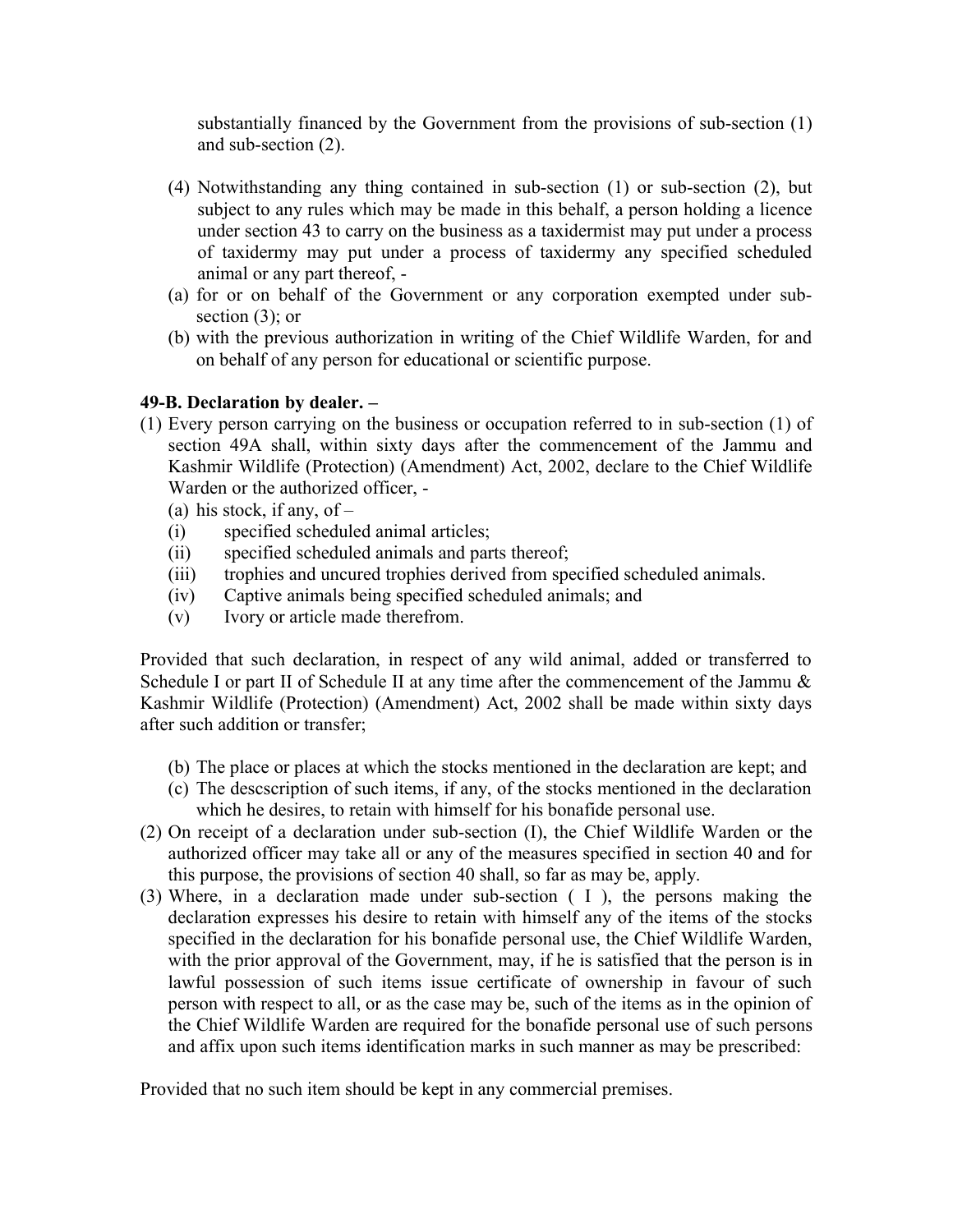substantially financed by the Government from the provisions of sub-section (1) and sub-section (2).

(4) Notwithstanding any thing contained in sub-section (1) or sub-section (2), but subject to any rules which may be made in this behalf, a person holding a licence under section 43 to carry on the business as a taxidermist may put under a process of taxidermy may put under a process of taxidermy any specified scheduled animal or any part thereof, -

(a) for or on behalf of the Government or any corporation exempted under sub-section (3); or

(b) with the previous authorization in writing of the Chief Wildlife Warden, for and on behalf of any person for educational or scientific purpose.

**49-B. Declaration by dealer. –**

(1) Every person carrying on the business or occupation referred to in sub-section (1) of section 49A shall, within sixty days after the commencement of the Jammu and Kashmir Wildlife (Protection) (Amendment) Act, 2002, declare to the Chief Wildlife Warden or the authorized officer, -

(a) his stock, if any, of –

(i) specified scheduled animal articles;

(ii) specified scheduled animals and parts thereof;

(iii) trophies and uncured trophies derived from specified scheduled animals.

(iv) Captive animals being specified scheduled animals; and

(v) Ivory or article made therefrom.

Provided that such declaration, in respect of any wild animal, added or transferred to Schedule I or part II of Schedule II at any time after the commencement of the Jammu & Kashmir Wildlife (Protection) (Amendment) Act, 2002 shall be made within sixty days after such addition or transfer;

(b) The place or places at which the stocks mentioned in the declaration are kept; and

(c) The descscription of such items, if any, of the stocks mentioned in the declaration which he desires, to retain with himself for his bonafide personal use.

(2) On receipt of a declaration under sub-section (I), the Chief Wildlife Warden or the authorized officer may take all or any of the measures specified in section 40 and for this purpose, the provisions of section 40 shall, so far as may be, apply.

(3) Where, in a declaration made under sub-section ( I ), the persons making the declaration expresses his desire to retain with himself any of the items of the stocks specified in the declaration for his bonafide personal use, the Chief Wildlife Warden, with the prior approval of the Government, may, if he is satisfied that the person is in lawful possession of such items issue certificate of ownership in favour of such person with respect to all, or as the case may be, such of the items as in the opinion of the Chief Wildlife Warden are required for the bonafide personal use of such persons and affix upon such items identification marks in such manner as may be prescribed:

Provided that no such item should be kept in any commercial premises.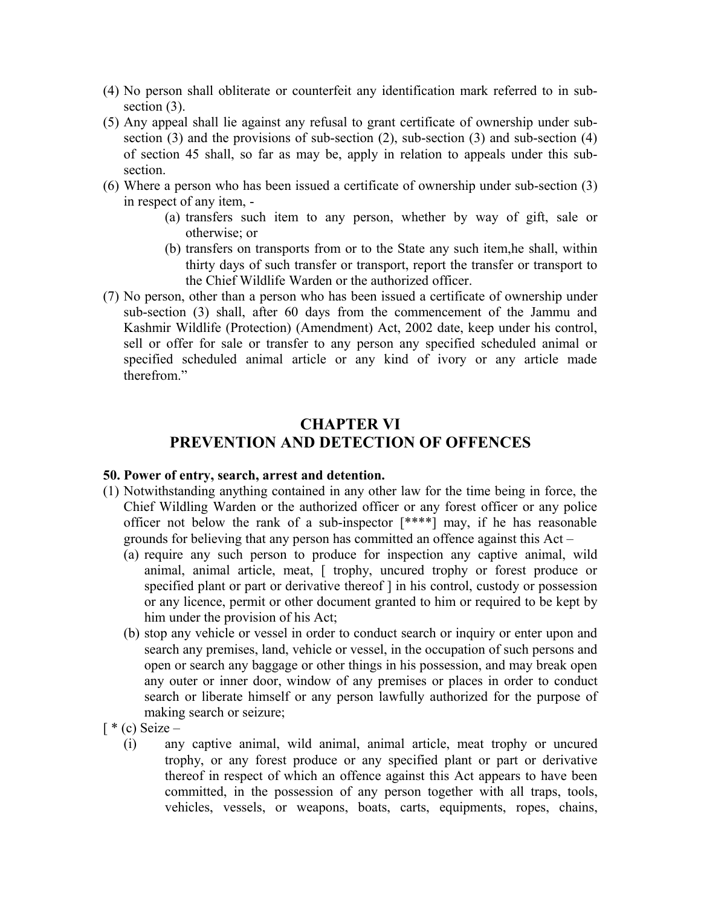(4) No person shall obliterate or counterfeit any identification mark referred to in sub-section (3).

(5) Any appeal shall lie against any refusal to grant certificate of ownership under sub-section (3) and the provisions of sub-section (2), sub-section (3) and sub-section (4) of section 45 shall, so far as may be, apply in relation to appeals under this sub-section.

(6) Where a person who has been issued a certificate of ownership under sub-section (3) in respect of any item, -

   (a) transfers such item to any person, whether by way of gift, sale or otherwise; or

   (b) transfers on transports from or to the State any such item,he shall, within thirty days of such transfer or transport, report the transfer or transport to the Chief Wildlife Warden or the authorized officer.

(7) No person, other than a person who has been issued a certificate of ownership under sub-section (3) shall, after 60 days from the commencement of the Jammu and Kashmir Wildlife (Protection) (Amendment) Act, 2002 date, keep under his control, sell or offer for sale or transfer to any person any specified scheduled animal or specified scheduled animal article or any kind of ivory or any article made therefrom."

## CHAPTER VI
## PREVENTION AND DETECTION OF OFFENCES

**50. Power of entry, search, arrest and detention.**

(1) Notwithstanding anything contained in any other law for the time being in force, the Chief Wildling Warden or the authorized officer or any forest officer or any police officer not below the rank of a sub-inspector [****] may, if he has reasonable grounds for believing that any person has committed an offence against this Act –

   (a) require any such person to produce for inspection any captive animal, wild animal, animal article, meat, [ trophy, uncured trophy or forest produce or specified plant or part or derivative thereof ] in his control, custody or possession or any licence, permit or other document granted to him or required to be kept by him under the provision of his Act;

   (b) stop any vehicle or vessel in order to conduct search or inquiry or enter upon and search any premises, land, vehicle or vessel, in the occupation of such persons and open or search any baggage or other things in his possession, and may break open any outer or inner door, window of any premises or places in order to conduct search or liberate himself or any person lawfully authorized for the purpose of making search or seizure;

[ * (c) Seize –

   (i) any captive animal, wild animal, animal article, meat trophy or uncured trophy, or any forest produce or any specified plant or part or derivative thereof in respect of which an offence against this Act appears to have been committed, in the possession of any person together with all traps, tools, vehicles, vessels, or weapons, boats, carts, equipments, ropes, chains,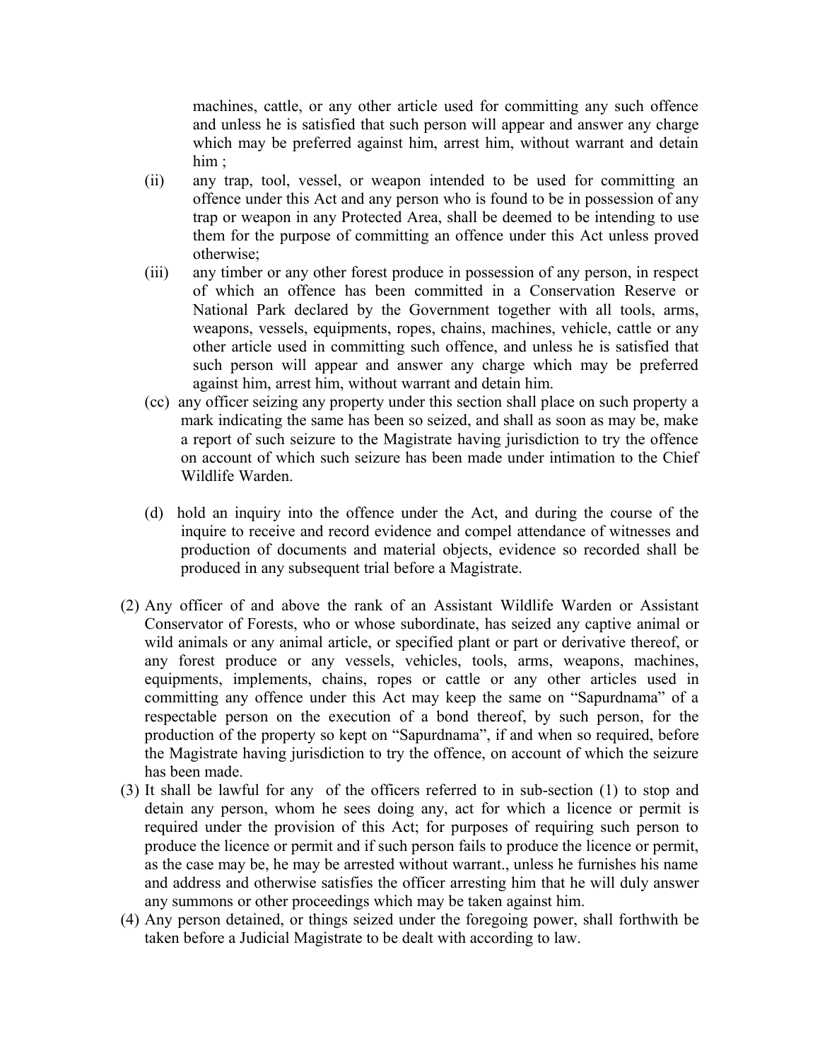machines, cattle, or any other article used for committing any such offence and unless he is satisfied that such person will appear and answer any charge which may be preferred against him, arrest him, without warrant and detain him ;

(ii) any trap, tool, vessel, or weapon intended to be used for committing an offence under this Act and any person who is found to be in possession of any trap or weapon in any Protected Area, shall be deemed to be intending to use them for the purpose of committing an offence under this Act unless proved otherwise;

(iii) any timber or any other forest produce in possession of any person, in respect of which an offence has been committed in a Conservation Reserve or National Park declared by the Government together with all tools, arms, weapons, vessels, equipments, ropes, chains, machines, vehicle, cattle or any other article used in committing such offence, and unless he is satisfied that such person will appear and answer any charge which may be preferred against him, arrest him, without warrant and detain him.

(cc) any officer seizing any property under this section shall place on such property a mark indicating the same has been so seized, and shall as soon as may be, make a report of such seizure to the Magistrate having jurisdiction to try the offence on account of which such seizure has been made under intimation to the Chief Wildlife Warden.

(d) hold an inquiry into the offence under the Act, and during the course of the inquire to receive and record evidence and compel attendance of witnesses and production of documents and material objects, evidence so recorded shall be produced in any subsequent trial before a Magistrate.

(2) Any officer of and above the rank of an Assistant Wildlife Warden or Assistant Conservator of Forests, who or whose subordinate, has seized any captive animal or wild animals or any animal article, or specified plant or part or derivative thereof, or any forest produce or any vessels, vehicles, tools, arms, weapons, machines, equipments, implements, chains, ropes or cattle or any other articles used in committing any offence under this Act may keep the same on "Sapurdnama" of a respectable person on the execution of a bond thereof, by such person, for the production of the property so kept on "Sapurdnama", if and when so required, before the Magistrate having jurisdiction to try the offence, on account of which the seizure has been made.

(3) It shall be lawful for any of the officers referred to in sub-section (1) to stop and detain any person, whom he sees doing any, act for which a licence or permit is required under the provision of this Act; for purposes of requiring such person to produce the licence or permit and if such person fails to produce the licence or permit, as the case may be, he may be arrested without warrant., unless he furnishes his name and address and otherwise satisfies the officer arresting him that he will duly answer any summons or other proceedings which may be taken against him.

(4) Any person detained, or things seized under the foregoing power, shall forthwith be taken before a Judicial Magistrate to be dealt with according to law.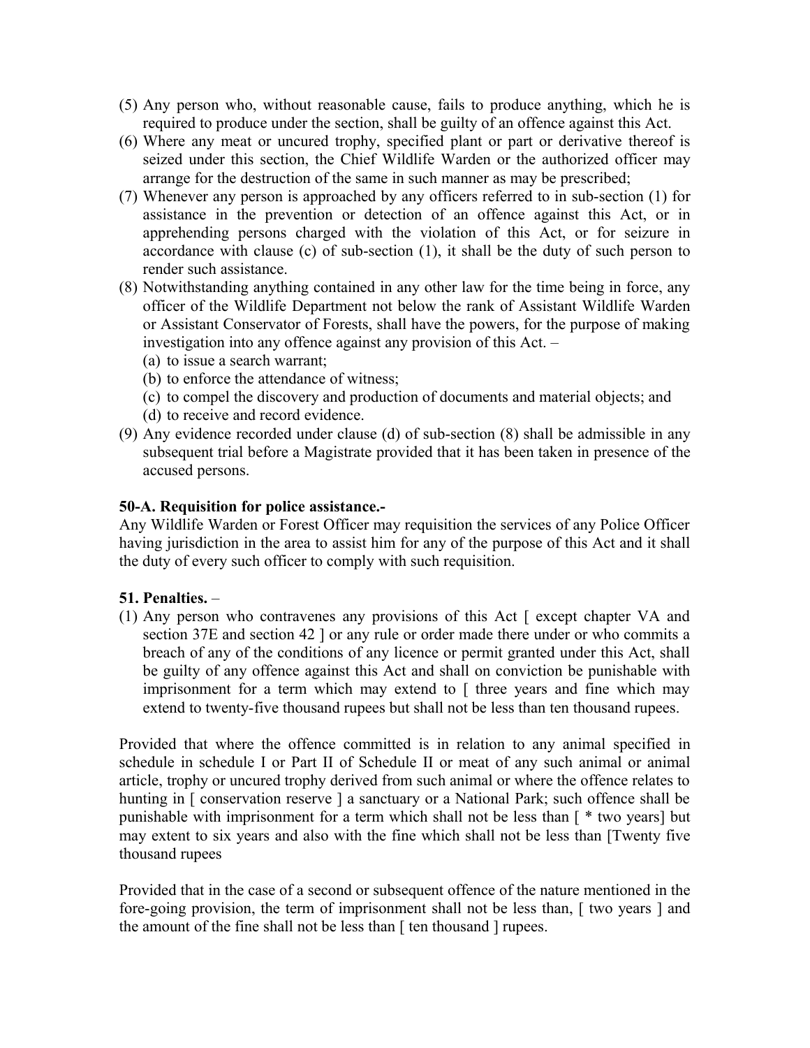(5) Any person who, without reasonable cause, fails to produce anything, which he is required to produce under the section, shall be guilty of an offence against this Act.
(6) Where any meat or uncured trophy, specified plant or part or derivative thereof is seized under this section, the Chief Wildlife Warden or the authorized officer may arrange for the destruction of the same in such manner as may be prescribed;
(7) Whenever any person is approached by any officers referred to in sub-section (1) for assistance in the prevention or detection of an offence against this Act, or in apprehending persons charged with the violation of this Act, or for seizure in accordance with clause (c) of sub-section (1), it shall be the duty of such person to render such assistance.
(8) Notwithstanding anything contained in any other law for the time being in force, any officer of the Wildlife Department not below the rank of Assistant Wildlife Warden or Assistant Conservator of Forests, shall have the powers, for the purpose of making investigation into any offence against any provision of this Act. –
    (a) to issue a search warrant;
    (b) to enforce the attendance of witness;
    (c) to compel the discovery and production of documents and material objects; and
    (d) to receive and record evidence.
(9) Any evidence recorded under clause (d) of sub-section (8) shall be admissible in any subsequent trial before a Magistrate provided that it has been taken in presence of the accused persons.

**50-A. Requisition for police assistance.-**

Any Wildlife Warden or Forest Officer may requisition the services of any Police Officer having jurisdiction in the area to assist him for any of the purpose of this Act and it shall the duty of every such officer to comply with such requisition.

**51. Penalties.** –

(1) Any person who contravenes any provisions of this Act [ except chapter VA and section 37E and section 42 ] or any rule or order made there under or who commits a breach of any of the conditions of any licence or permit granted under this Act, shall be guilty of any offence against this Act and shall on conviction be punishable with imprisonment for a term which may extend to [ three years and fine which may extend to twenty-five thousand rupees but shall not be less than ten thousand rupees.

Provided that where the offence committed is in relation to any animal specified in schedule in schedule I or Part II of Schedule II or meat of any such animal or animal article, trophy or uncured trophy derived from such animal or where the offence relates to hunting in [ conservation reserve ] a sanctuary or a National Park; such offence shall be punishable with imprisonment for a term which shall not be less than [ * two years] but may extent to six years and also with the fine which shall not be less than [Twenty five thousand rupees

Provided that in the case of a second or subsequent offence of the nature mentioned in the fore-going provision, the term of imprisonment shall not be less than, [ two years ] and the amount of the fine shall not be less than [ ten thousand ] rupees.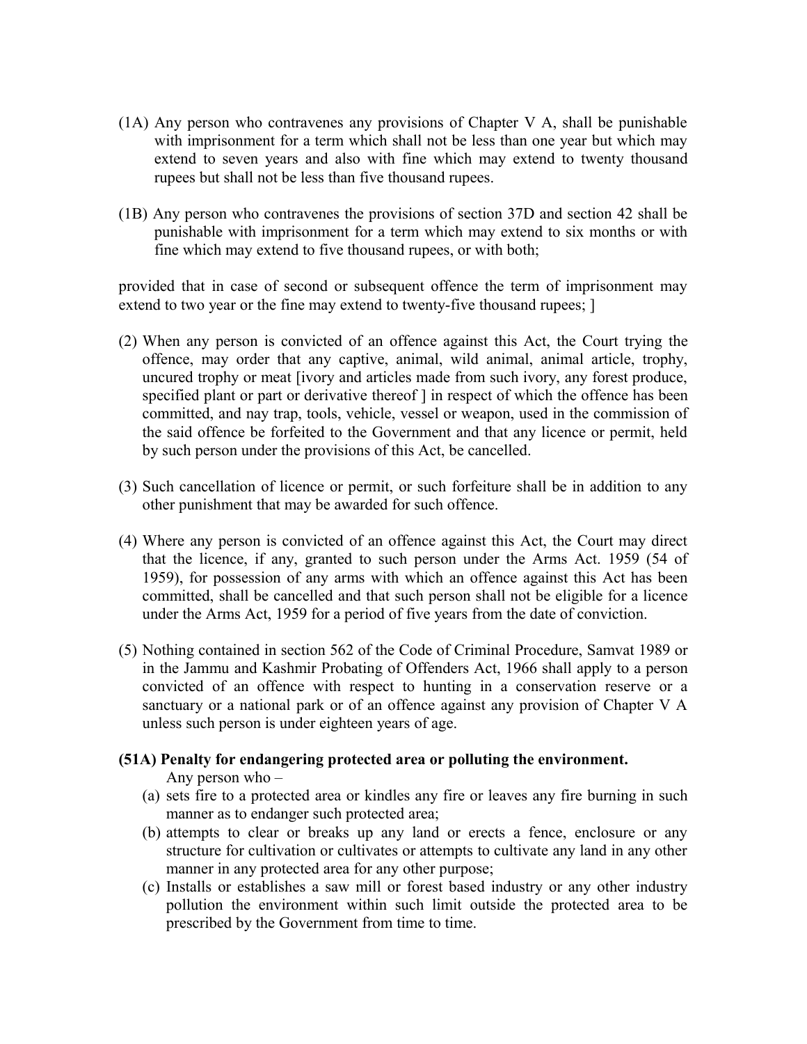(1A) Any person who contravenes any provisions of Chapter V A, shall be punishable with imprisonment for a term which shall not be less than one year but which may extend to seven years and also with fine which may extend to twenty thousand rupees but shall not be less than five thousand rupees.

(1B) Any person who contravenes the provisions of section 37D and section 42 shall be punishable with imprisonment for a term which may extend to six months or with fine which may extend to five thousand rupees, or with both;

provided that in case of second or subsequent offence the term of imprisonment may extend to two year or the fine may extend to twenty-five thousand rupees; ]

(2) When any person is convicted of an offence against this Act, the Court trying the offence, may order that any captive, animal, wild animal, animal article, trophy, uncured trophy or meat [ivory and articles made from such ivory, any forest produce, specified plant or part or derivative thereof ] in respect of which the offence has been committed, and nay trap, tools, vehicle, vessel or weapon, used in the commission of the said offence be forfeited to the Government and that any licence or permit, held by such person under the provisions of this Act, be cancelled.

(3) Such cancellation of licence or permit, or such forfeiture shall be in addition to any other punishment that may be awarded for such offence.

(4) Where any person is convicted of an offence against this Act, the Court may direct that the licence, if any, granted to such person under the Arms Act. 1959 (54 of 1959), for possession of any arms with which an offence against this Act has been committed, shall be cancelled and that such person shall not be eligible for a licence under the Arms Act, 1959 for a period of five years from the date of conviction.

(5) Nothing contained in section 562 of the Code of Criminal Procedure, Samvat 1989 or in the Jammu and Kashmir Probating of Offenders Act, 1966 shall apply to a person convicted of an offence with respect to hunting in a conservation reserve or a sanctuary or a national park or of an offence against any provision of Chapter V A unless such person is under eighteen years of age.

**(51A) Penalty for endangering protected area or polluting the environment.**

Any person who –

(a) sets fire to a protected area or kindles any fire or leaves any fire burning in such manner as to endanger such protected area;

(b) attempts to clear or breaks up any land or erects a fence, enclosure or any structure for cultivation or cultivates or attempts to cultivate any land in any other manner in any protected area for any other purpose;

(c) Installs or establishes a saw mill or forest based industry or any other industry pollution the environment within such limit outside the protected area to be prescribed by the Government from time to time.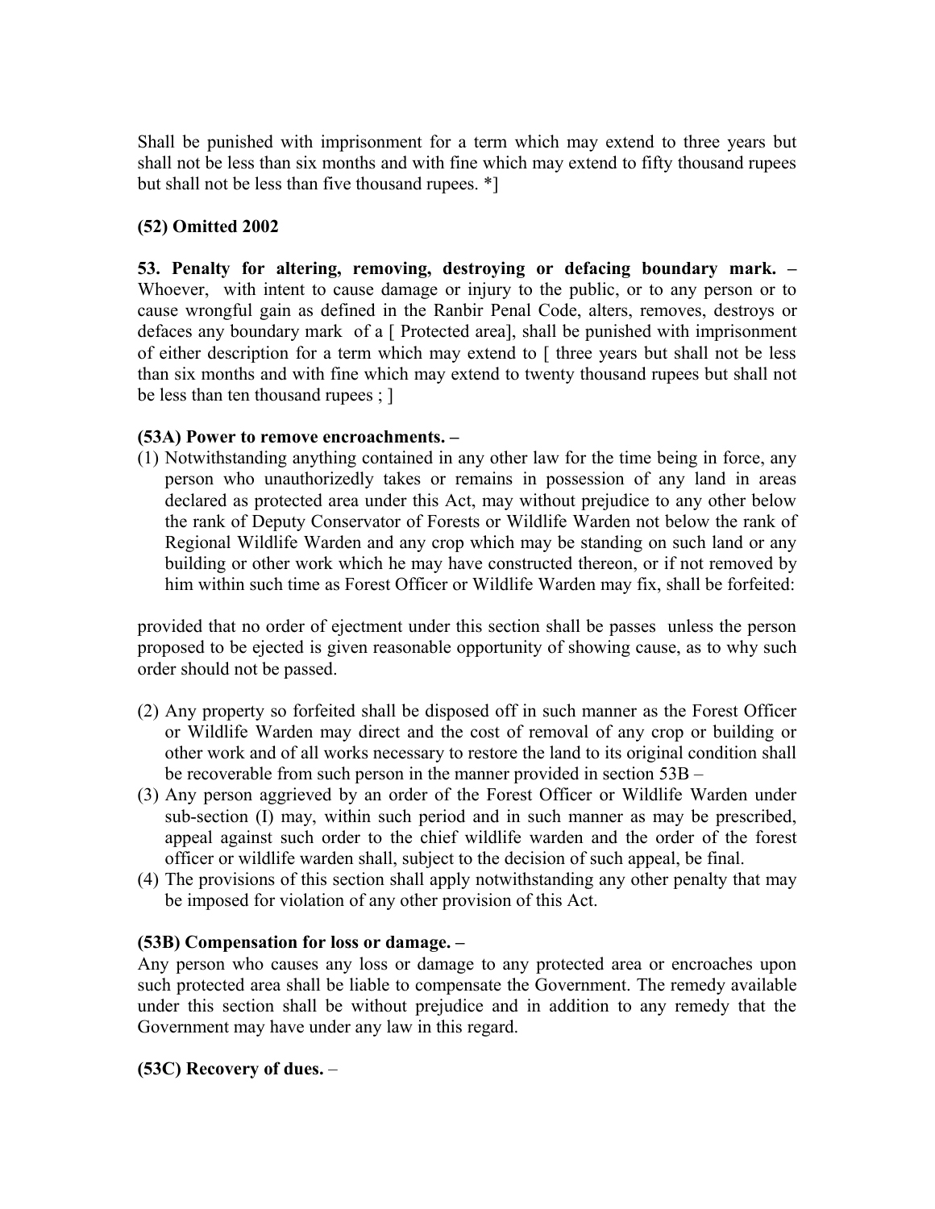Shall be punished with imprisonment for a term which may extend to three years but shall not be less than six months and with fine which may extend to fifty thousand rupees but shall not be less than five thousand rupees. *]

**(52) Omitted 2002**

**53. Penalty for altering, removing, destroying or defacing boundary mark. –** Whoever, with intent to cause damage or injury to the public, or to any person or to cause wrongful gain as defined in the Ranbir Penal Code, alters, removes, destroys or defaces any boundary mark of a [ Protected area], shall be punished with imprisonment of either description for a term which may extend to [ three years but shall not be less than six months and with fine which may extend to twenty thousand rupees but shall not be less than ten thousand rupees ; ]

**(53A) Power to remove encroachments. –**

(1) Notwithstanding anything contained in any other law for the time being in force, any person who unauthorizedly takes or remains in possession of any land in areas declared as protected area under this Act, may without prejudice to any other below the rank of Deputy Conservator of Forests or Wildlife Warden not below the rank of Regional Wildlife Warden and any crop which may be standing on such land or any building or other work which he may have constructed thereon, or if not removed by him within such time as Forest Officer or Wildlife Warden may fix, shall be forfeited:

provided that no order of ejectment under this section shall be passes unless the person proposed to be ejected is given reasonable opportunity of showing cause, as to why such order should not be passed.

(2) Any property so forfeited shall be disposed off in such manner as the Forest Officer or Wildlife Warden may direct and the cost of removal of any crop or building or other work and of all works necessary to restore the land to its original condition shall be recoverable from such person in the manner provided in section 53B –
(3) Any person aggrieved by an order of the Forest Officer or Wildlife Warden under sub-section (I) may, within such period and in such manner as may be prescribed, appeal against such order to the chief wildlife warden and the order of the forest officer or wildlife warden shall, subject to the decision of such appeal, be final.
(4) The provisions of this section shall apply notwithstanding any other penalty that may be imposed for violation of any other provision of this Act.

**(53B) Compensation for loss or damage. –**

Any person who causes any loss or damage to any protected area or encroaches upon such protected area shall be liable to compensate the Government. The remedy available under this section shall be without prejudice and in addition to any remedy that the Government may have under any law in this regard.

**(53C) Recovery of dues.** –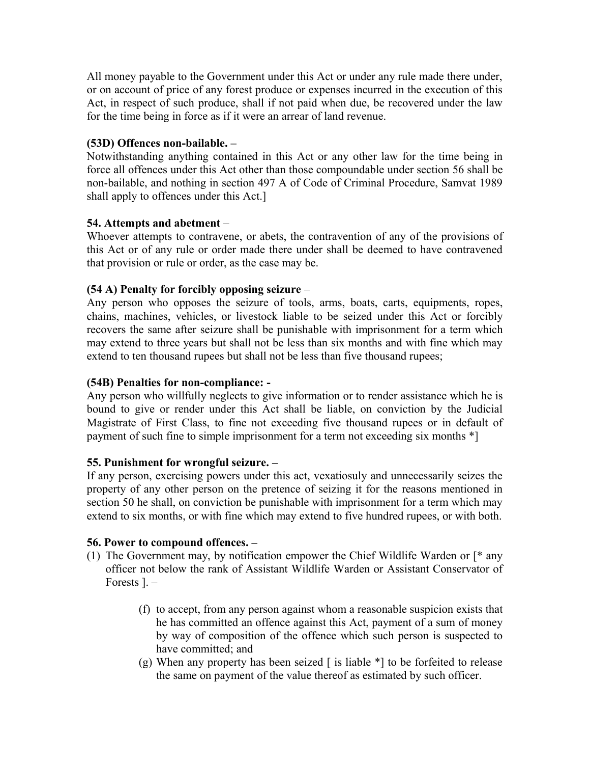All money payable to the Government under this Act or under any rule made there under, or on account of price of any forest produce or expenses incurred in the execution of this Act, in respect of such produce, shall if not paid when due, be recovered under the law for the time being in force as if it were an arrear of land revenue.

**(53D) Offences non-bailable. –**

Notwithstanding anything contained in this Act or any other law for the time being in force all offences under this Act other than those compoundable under section 56 shall be non-bailable, and nothing in section 497 A of Code of Criminal Procedure, Samvat 1989 shall apply to offences under this Act.]

**54. Attempts and abetment** –

Whoever attempts to contravene, or abets, the contravention of any of the provisions of this Act or of any rule or order made there under shall be deemed to have contravened that provision or rule or order, as the case may be.

**(54 A) Penalty for forcibly opposing seizure** –

Any person who opposes the seizure of tools, arms, boats, carts, equipments, ropes, chains, machines, vehicles, or livestock liable to be seized under this Act or forcibly recovers the same after seizure shall be punishable with imprisonment for a term which may extend to three years but shall not be less than six months and with fine which may extend to ten thousand rupees but shall not be less than five thousand rupees;

**(54B) Penalties for non-compliance: -**

Any person who willfully neglects to give information or to render assistance which he is bound to give or render under this Act shall be liable, on conviction by the Judicial Magistrate of First Class, to fine not exceeding five thousand rupees or in default of payment of such fine to simple imprisonment for a term not exceeding six months *]

**55. Punishment for wrongful seizure. –**

If any person, exercising powers under this act, vexatiosuly and unnecessarily seizes the property of any other person on the pretence of seizing it for the reasons mentioned in section 50 he shall, on conviction be punishable with imprisonment for a term which may extend to six months, or with fine which may extend to five hundred rupees, or with both.

**56. Power to compound offences. –**

(1) The Government may, by notification empower the Chief Wildlife Warden or [* any officer not below the rank of Assistant Wildlife Warden or Assistant Conservator of Forests ]. –

   (f) to accept, from any person against whom a reasonable suspicion exists that he has committed an offence against this Act, payment of a sum of money by way of composition of the offence which such person is suspected to have committed; and

   (g) When any property has been seized [ is liable *] to be forfeited to release the same on payment of the value thereof as estimated by such officer.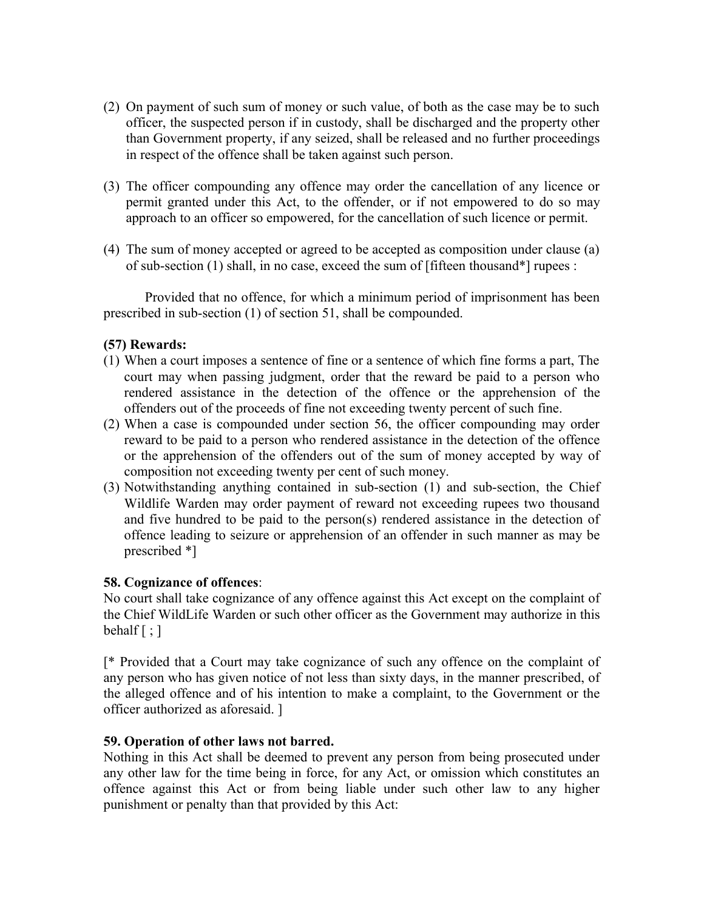(2) On payment of such sum of money or such value, of both as the case may be to such officer, the suspected person if in custody, shall be discharged and the property other than Government property, if any seized, shall be released and no further proceedings in respect of the offence shall be taken against such person.

(3) The officer compounding any offence may order the cancellation of any licence or permit granted under this Act, to the offender, or if not empowered to do so may approach to an officer so empowered, for the cancellation of such licence or permit.

(4) The sum of money accepted or agreed to be accepted as composition under clause (a) of sub-section (1) shall, in no case, exceed the sum of [fifteen thousand*] rupees :

Provided that no offence, for which a minimum period of imprisonment has been prescribed in sub-section (1) of section 51, shall be compounded.

**(57) Rewards:**

(1) When a court imposes a sentence of fine or a sentence of which fine forms a part, The court may when passing judgment, order that the reward be paid to a person who rendered assistance in the detection of the offence or the apprehension of the offenders out of the proceeds of fine not exceeding twenty percent of such fine.
(2) When a case is compounded under section 56, the officer compounding may order reward to be paid to a person who rendered assistance in the detection of the offence or the apprehension of the offenders out of the sum of money accepted by way of composition not exceeding twenty per cent of such money.
(3) Notwithstanding anything contained in sub-section (1) and sub-section, the Chief Wildlife Warden may order payment of reward not exceeding rupees two thousand and five hundred to be paid to the person(s) rendered assistance in the detection of offence leading to seizure or apprehension of an offender in such manner as may be prescribed *]

**58. Cognizance of offences**:

No court shall take cognizance of any offence against this Act except on the complaint of the Chief WildLife Warden or such other officer as the Government may authorize in this behalf [ ; ]

[* Provided that a Court may take cognizance of such any offence on the complaint of any person who has given notice of not less than sixty days, in the manner prescribed, of the alleged offence and of his intention to make a complaint, to the Government or the officer authorized as aforesaid. ]

**59. Operation of other laws not barred.**

Nothing in this Act shall be deemed to prevent any person from being prosecuted under any other law for the time being in force, for any Act, or omission which constitutes an offence against this Act or from being liable under such other law to any higher punishment or penalty than that provided by this Act: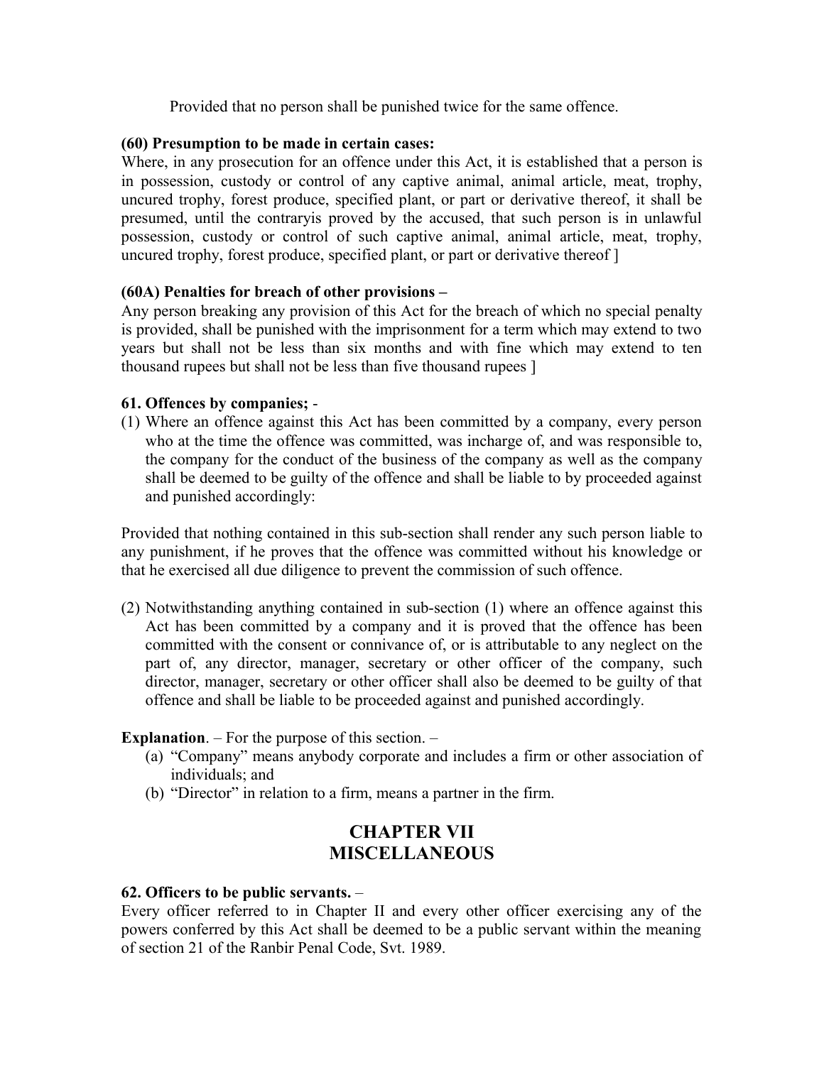Provided that no person shall be punished twice for the same offence.

**(60) Presumption to be made in certain cases:**
Where, in any prosecution for an offence under this Act, it is established that a person is in possession, custody or control of any captive animal, animal article, meat, trophy, uncured trophy, forest produce, specified plant, or part or derivative thereof, it shall be presumed, until the contraryis proved by the accused, that such person is in unlawful possession, custody or control of such captive animal, animal article, meat, trophy, uncured trophy, forest produce, specified plant, or part or derivative thereof ]

**(60A) Penalties for breach of other provisions –**
Any person breaking any provision of this Act for the breach of which no special penalty is provided, shall be punished with the imprisonment for a term which may extend to two years but shall not be less than six months and with fine which may extend to ten thousand rupees but shall not be less than five thousand rupees ]

**61. Offences by companies;** -

(1) Where an offence against this Act has been committed by a company, every person who at the time the offence was committed, was incharge of, and was responsible to, the company for the conduct of the business of the company as well as the company shall be deemed to be guilty of the offence and shall be liable to by proceeded against and punished accordingly:

Provided that nothing contained in this sub-section shall render any such person liable to any punishment, if he proves that the offence was committed without his knowledge or that he exercised all due diligence to prevent the commission of such offence.

(2) Notwithstanding anything contained in sub-section (1) where an offence against this Act has been committed by a company and it is proved that the offence has been committed with the consent or connivance of, or is attributable to any neglect on the part of, any director, manager, secretary or other officer of the company, such director, manager, secretary or other officer shall also be deemed to be guilty of that offence and shall be liable to be proceeded against and punished accordingly.

**Explanation**. – For the purpose of this section. –

(a) "Company" means anybody corporate and includes a firm or other association of individuals; and
(b) "Director" in relation to a firm, means a partner in the firm.

## CHAPTER VII
## MISCELLANEOUS

**62. Officers to be public servants.** –
Every officer referred to in Chapter II and every other officer exercising any of the powers conferred by this Act shall be deemed to be a public servant within the meaning of section 21 of the Ranbir Penal Code, Svt. 1989.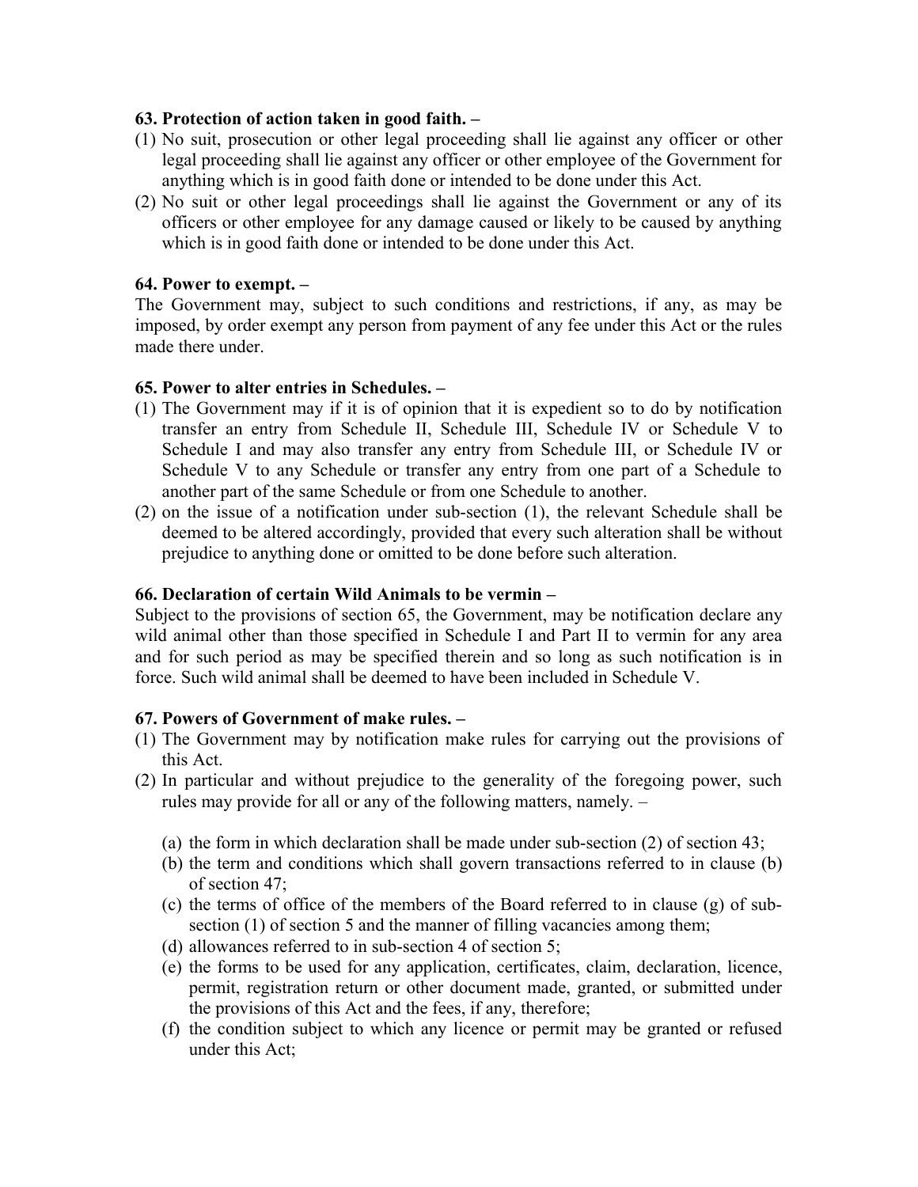**63. Protection of action taken in good faith. –**

(1) No suit, prosecution or other legal proceeding shall lie against any officer or other legal proceeding shall lie against any officer or other employee of the Government for anything which is in good faith done or intended to be done under this Act.

(2) No suit or other legal proceedings shall lie against the Government or any of its officers or other employee for any damage caused or likely to be caused by anything which is in good faith done or intended to be done under this Act.

**64. Power to exempt. –**

The Government may, subject to such conditions and restrictions, if any, as may be imposed, by order exempt any person from payment of any fee under this Act or the rules made there under.

**65. Power to alter entries in Schedules. –**

(1) The Government may if it is of opinion that it is expedient so to do by notification transfer an entry from Schedule II, Schedule III, Schedule IV or Schedule V to Schedule I and may also transfer any entry from Schedule III, or Schedule IV or Schedule V to any Schedule or transfer any entry from one part of a Schedule to another part of the same Schedule or from one Schedule to another.

(2) on the issue of a notification under sub-section (1), the relevant Schedule shall be deemed to be altered accordingly, provided that every such alteration shall be without prejudice to anything done or omitted to be done before such alteration.

**66. Declaration of certain Wild Animals to be vermin –**

Subject to the provisions of section 65, the Government, may be notification declare any wild animal other than those specified in Schedule I and Part II to vermin for any area and for such period as may be specified therein and so long as such notification is in force. Such wild animal shall be deemed to have been included in Schedule V.

**67. Powers of Government of make rules. –**

(1) The Government may by notification make rules for carrying out the provisions of this Act.

(2) In particular and without prejudice to the generality of the foregoing power, such rules may provide for all or any of the following matters, namely. –

  (a) the form in which declaration shall be made under sub-section (2) of section 43;
  (b) the term and conditions which shall govern transactions referred to in clause (b) of section 47;
  (c) the terms of office of the members of the Board referred to in clause (g) of sub-section (1) of section 5 and the manner of filling vacancies among them;
  (d) allowances referred to in sub-section 4 of section 5;
  (e) the forms to be used for any application, certificates, claim, declaration, licence, permit, registration return or other document made, granted, or submitted under the provisions of this Act and the fees, if any, therefore;
  (f) the condition subject to which any licence or permit may be granted or refused under this Act;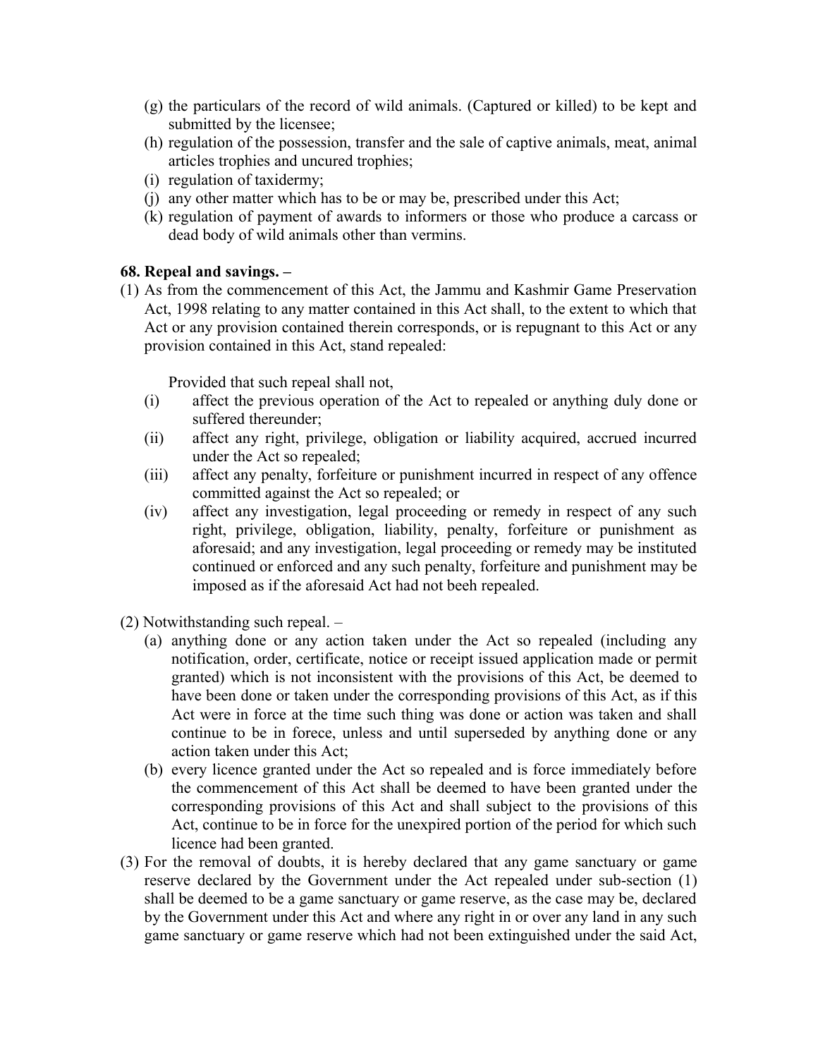(g) the particulars of the record of wild animals. (Captured or killed) to be kept and submitted by the licensee;

(h) regulation of the possession, transfer and the sale of captive animals, meat, animal articles trophies and uncured trophies;

(i) regulation of taxidermy;

(j) any other matter which has to be or may be, prescribed under this Act;

(k) regulation of payment of awards to informers or those who produce a carcass or dead body of wild animals other than vermins.

**68. Repeal and savings. –**

(1) As from the commencement of this Act, the Jammu and Kashmir Game Preservation Act, 1998 relating to any matter contained in this Act shall, to the extent to which that Act or any provision contained therein corresponds, or is repugnant to this Act or any provision contained in this Act, stand repealed:

Provided that such repeal shall not,

(i) affect the previous operation of the Act to repealed or anything duly done or suffered thereunder;

(ii) affect any right, privilege, obligation or liability acquired, accrued incurred under the Act so repealed;

(iii) affect any penalty, forfeiture or punishment incurred in respect of any offence committed against the Act so repealed; or

(iv) affect any investigation, legal proceeding or remedy in respect of any such right, privilege, obligation, liability, penalty, forfeiture or punishment as aforesaid; and any investigation, legal proceeding or remedy may be instituted continued or enforced and any such penalty, forfeiture and punishment may be imposed as if the aforesaid Act had not beeh repealed.

(2) Notwithstanding such repeal. –

(a) anything done or any action taken under the Act so repealed (including any notification, order, certificate, notice or receipt issued application made or permit granted) which is not inconsistent with the provisions of this Act, be deemed to have been done or taken under the corresponding provisions of this Act, as if this Act were in force at the time such thing was done or action was taken and shall continue to be in forece, unless and until superseded by anything done or any action taken under this Act;

(b) every licence granted under the Act so repealed and is force immediately before the commencement of this Act shall be deemed to have been granted under the corresponding provisions of this Act and shall subject to the provisions of this Act, continue to be in force for the unexpired portion of the period for which such licence had been granted.

(3) For the removal of doubts, it is hereby declared that any game sanctuary or game reserve declared by the Government under the Act repealed under sub-section (1) shall be deemed to be a game sanctuary or game reserve, as the case may be, declared by the Government under this Act and where any right in or over any land in any such game sanctuary or game reserve which had not been extinguished under the said Act,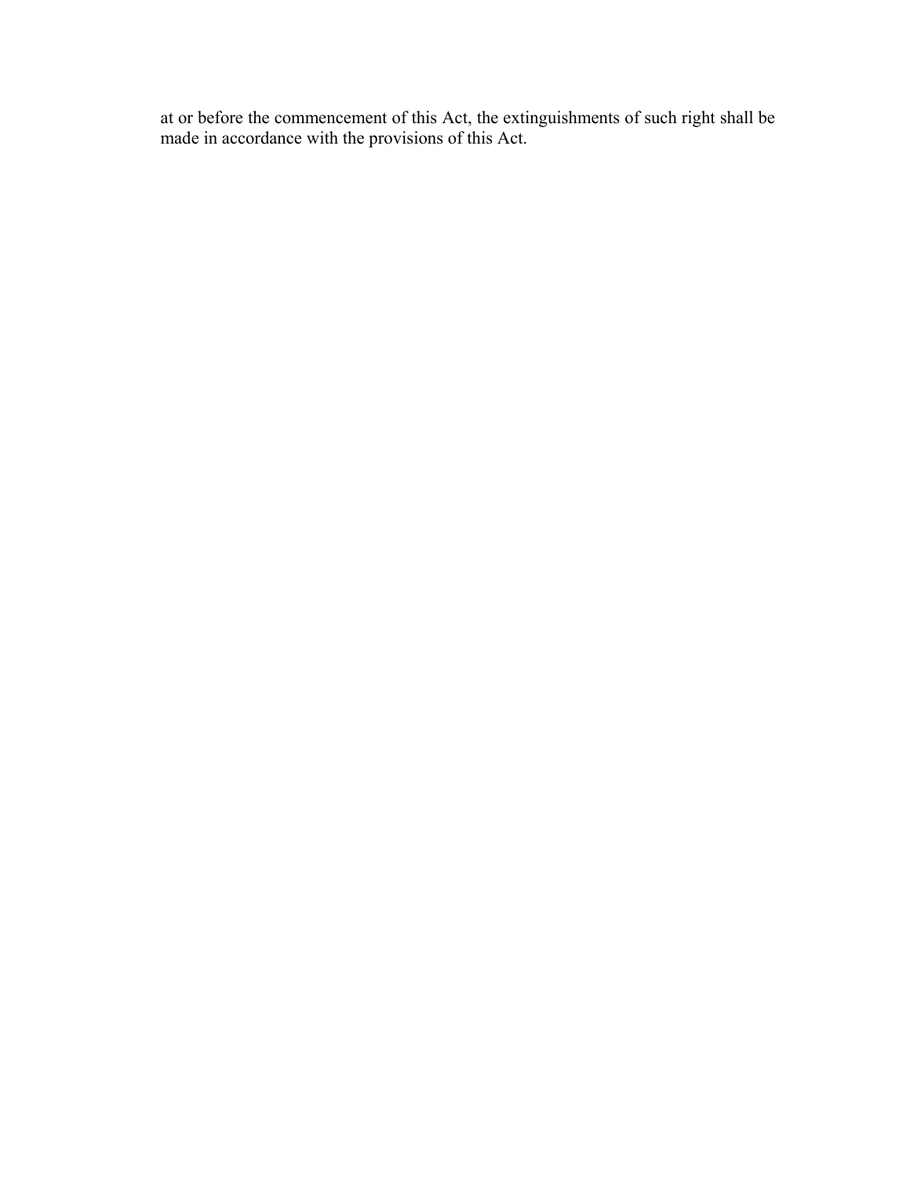at or before the commencement of this Act, the extinguishments of such right shall be made in accordance with the provisions of this Act.